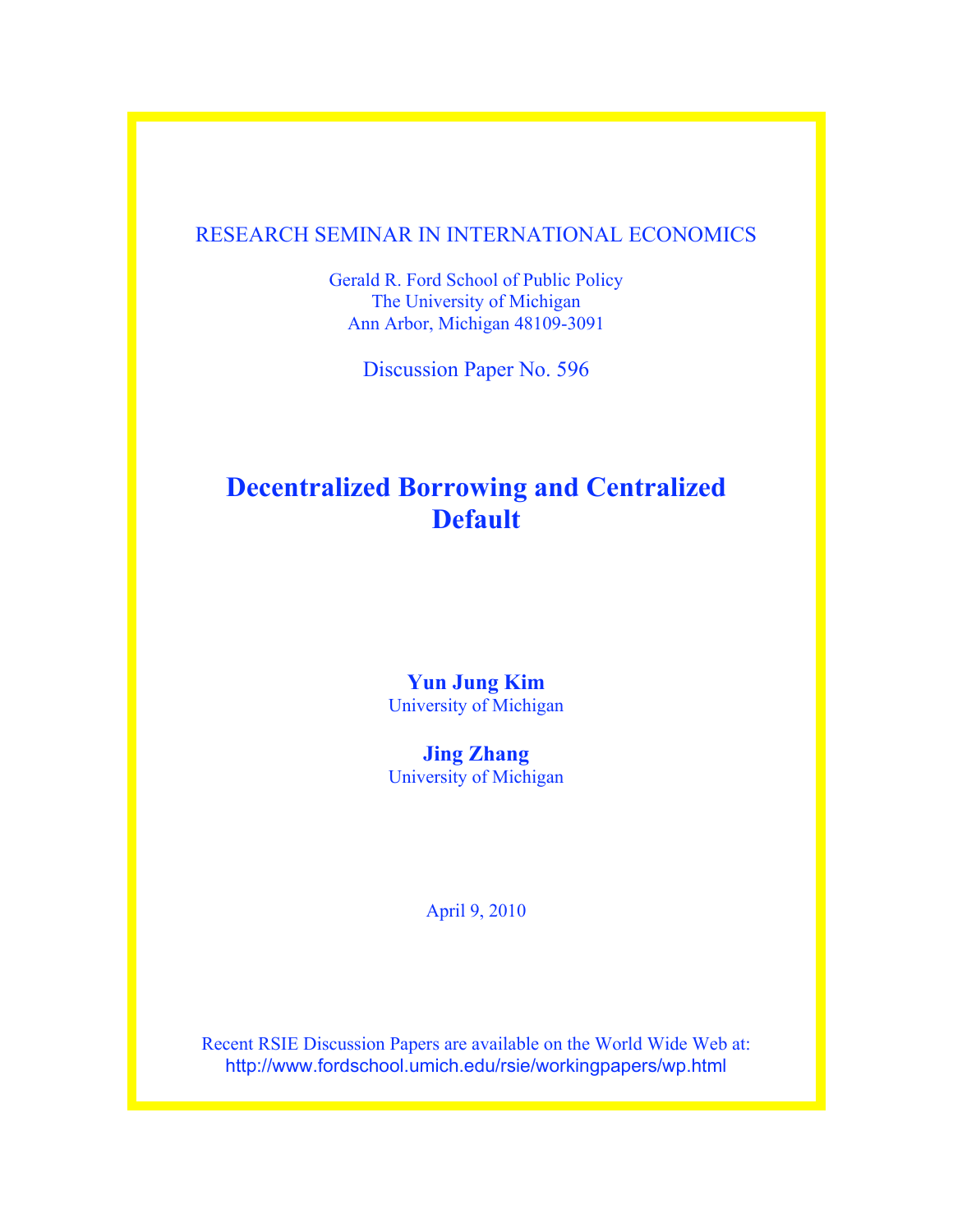RESEARCH SEMINAR IN INTERNATIONAL ECONOMICS

Gerald R. Ford School of Public Policy
The University of Michigan
Ann Arbor, Michigan 48109-3091

Discussion Paper No. 596

# Decentralized Borrowing and Centralized Default

**Yun Jung Kim**
University of Michigan

**Jing Zhang**
University of Michigan

April 9, 2010

Recent RSIE Discussion Papers are available on the World Wide Web at:
http://www.fordschool.umich.edu/rsie/workingpapers/wp.html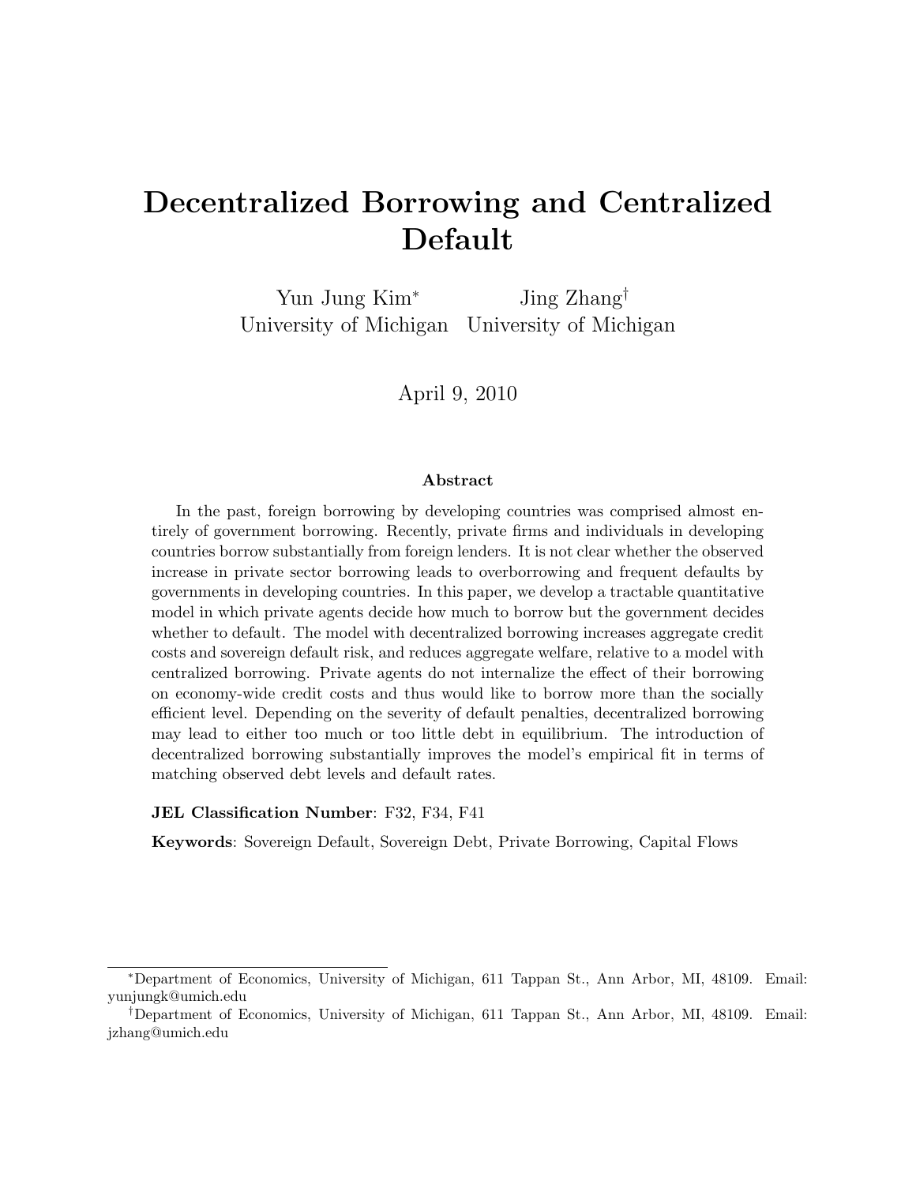# Decentralized Borrowing and Centralized Default

Yun Jung Kim[*]
University of Michigan

Jing Zhang[†]
University of Michigan

April 9, 2010

### Abstract

In the past, foreign borrowing by developing countries was comprised almost entirely of government borrowing. Recently, private firms and individuals in developing countries borrow substantially from foreign lenders. It is not clear whether the observed increase in private sector borrowing leads to overborrowing and frequent defaults by governments in developing countries. In this paper, we develop a tractable quantitative model in which private agents decide how much to borrow but the government decides whether to default. The model with decentralized borrowing increases aggregate credit costs and sovereign default risk, and reduces aggregate welfare, relative to a model with centralized borrowing. Private agents do not internalize the effect of their borrowing on economy-wide credit costs and thus would like to borrow more than the socially efficient level. Depending on the severity of default penalties, decentralized borrowing may lead to either too much or too little debt in equilibrium. The introduction of decentralized borrowing substantially improves the model's empirical fit in terms of matching observed debt levels and default rates.

**JEL Classification Number**: F32, F34, F41

**Keywords**: Sovereign Default, Sovereign Debt, Private Borrowing, Capital Flows

---

[*]Department of Economics, University of Michigan, 611 Tappan St., Ann Arbor, MI, 48109. Email: yunjungk@umich.edu

[†]Department of Economics, University of Michigan, 611 Tappan St., Ann Arbor, MI, 48109. Email: jzhang@umich.edu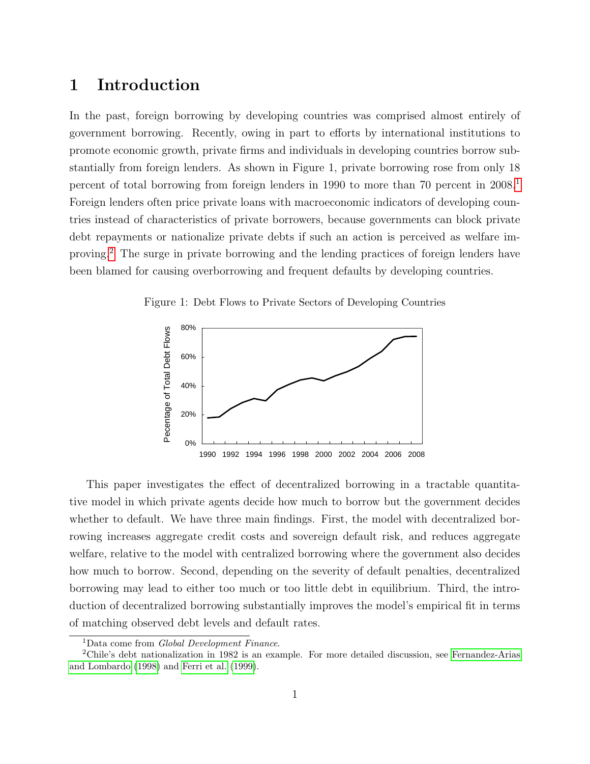# 1 Introduction

In the past, foreign borrowing by developing countries was comprised almost entirely of government borrowing. Recently, owing in part to efforts by international institutions to promote economic growth, private firms and individuals in developing countries borrow substantially from foreign lenders. As shown in Figure 1, private borrowing rose from only 18 percent of total borrowing from foreign lenders in 1990 to more than 70 percent in 2008.[1] Foreign lenders often price private loans with macroeconomic indicators of developing countries instead of characteristics of private borrowers, because governments can block private debt repayments or nationalize private debts if such an action is perceived as welfare improving.[2] The surge in private borrowing and the lending practices of foreign lenders have been blamed for causing overborrowing and frequent defaults by developing countries.

Figure 1: Debt Flows to Private Sectors of Developing Countries

This paper investigates the effect of decentralized borrowing in a tractable quantitative model in which private agents decide how much to borrow but the government decides whether to default. We have three main findings. First, the model with decentralized borrowing increases aggregate credit costs and sovereign default risk, and reduces aggregate welfare, relative to the model with centralized borrowing where the government also decides how much to borrow. Second, depending on the severity of default penalties, decentralized borrowing may lead to either too much or too little debt in equilibrium. Third, the introduction of decentralized borrowing substantially improves the model's empirical fit in terms of matching observed debt levels and default rates.

[1] Data come from *Global Development Finance*.

[2] Chile's debt nationalization in 1982 is an example. For more detailed discussion, see Fernandez-Arias and Lombardo (1998) and Ferri et al. (1999).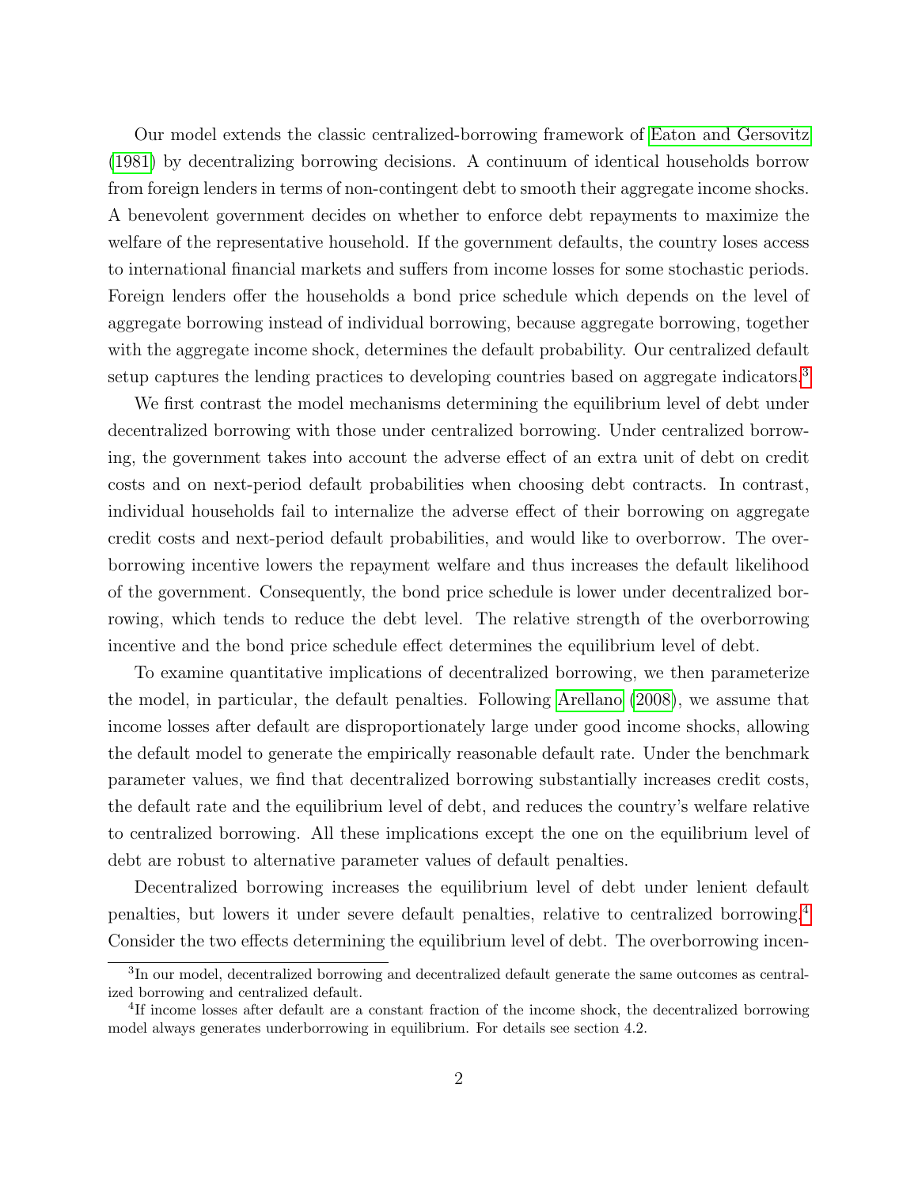Our model extends the classic centralized-borrowing framework of Eaton and Gersovitz (1981) by decentralizing borrowing decisions. A continuum of identical households borrow from foreign lenders in terms of non-contingent debt to smooth their aggregate income shocks. A benevolent government decides on whether to enforce debt repayments to maximize the welfare of the representative household. If the government defaults, the country loses access to international financial markets and suffers from income losses for some stochastic periods. Foreign lenders offer the households a bond price schedule which depends on the level of aggregate borrowing instead of individual borrowing, because aggregate borrowing, together with the aggregate income shock, determines the default probability. Our centralized default setup captures the lending practices to developing countries based on aggregate indicators.[3]

We first contrast the model mechanisms determining the equilibrium level of debt under decentralized borrowing with those under centralized borrowing. Under centralized borrowing, the government takes into account the adverse effect of an extra unit of debt on credit costs and on next-period default probabilities when choosing debt contracts. In contrast, individual households fail to internalize the adverse effect of their borrowing on aggregate credit costs and next-period default probabilities, and would like to overborrow. The overborrowing incentive lowers the repayment welfare and thus increases the default likelihood of the government. Consequently, the bond price schedule is lower under decentralized borrowing, which tends to reduce the debt level. The relative strength of the overborrowing incentive and the bond price schedule effect determines the equilibrium level of debt.

To examine quantitative implications of decentralized borrowing, we then parameterize the model, in particular, the default penalties. Following Arellano (2008), we assume that income losses after default are disproportionately large under good income shocks, allowing the default model to generate the empirically reasonable default rate. Under the benchmark parameter values, we find that decentralized borrowing substantially increases credit costs, the default rate and the equilibrium level of debt, and reduces the country's welfare relative to centralized borrowing. All these implications except the one on the equilibrium level of debt are robust to alternative parameter values of default penalties.

Decentralized borrowing increases the equilibrium level of debt under lenient default penalties, but lowers it under severe default penalties, relative to centralized borrowing.[4] Consider the two effects determining the equilibrium level of debt. The overborrowing incen-

[3] In our model, decentralized borrowing and decentralized default generate the same outcomes as centralized borrowing and centralized default.

[4] If income losses after default are a constant fraction of the income shock, the decentralized borrowing model always generates underborrowing in equilibrium. For details see section 4.2.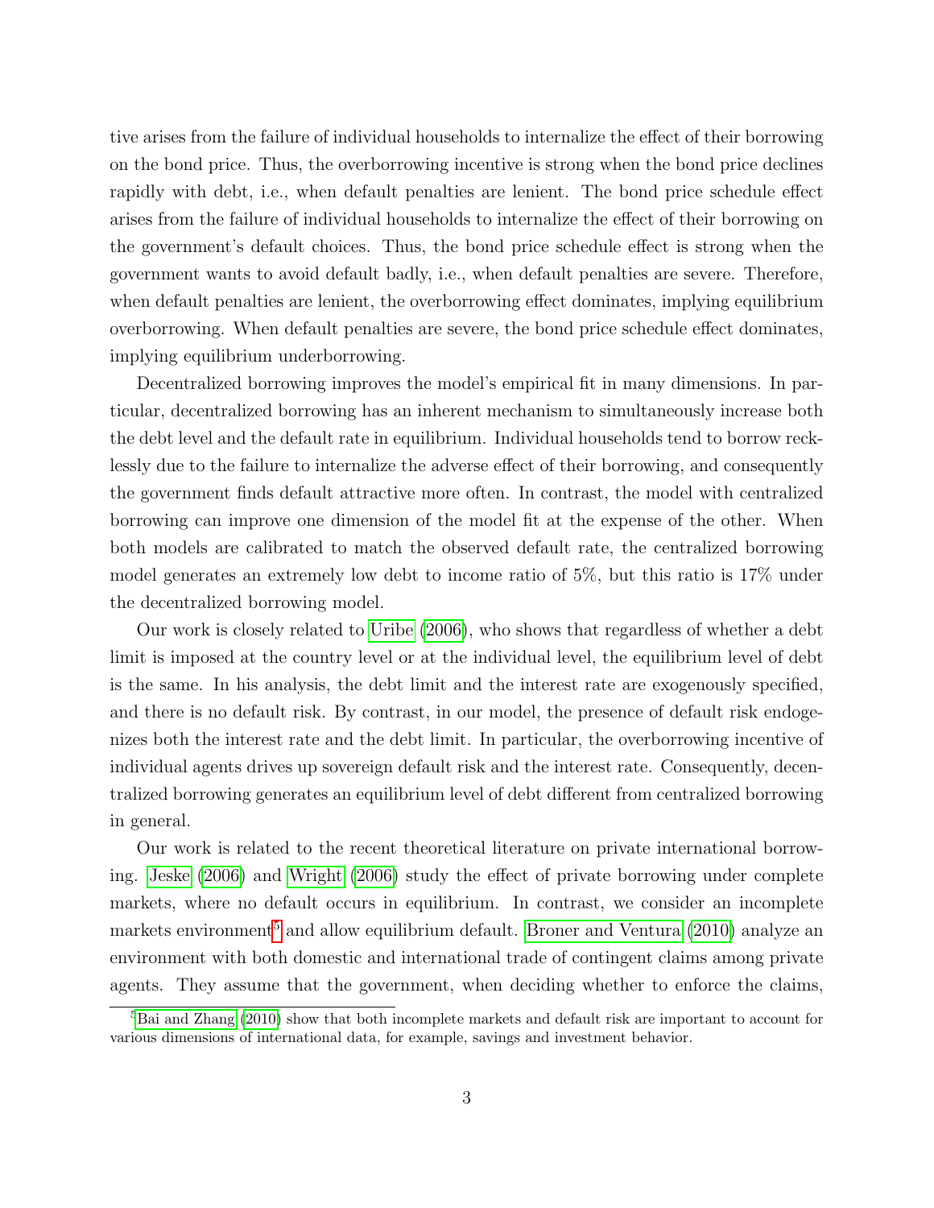tive arises from the failure of individual households to internalize the effect of their borrowing on the bond price. Thus, the overborrowing incentive is strong when the bond price declines rapidly with debt, i.e., when default penalties are lenient. The bond price schedule effect arises from the failure of individual households to internalize the effect of their borrowing on the government's default choices. Thus, the bond price schedule effect is strong when the government wants to avoid default badly, i.e., when default penalties are severe. Therefore, when default penalties are lenient, the overborrowing effect dominates, implying equilibrium overborrowing. When default penalties are severe, the bond price schedule effect dominates, implying equilibrium underborrowing.

Decentralized borrowing improves the model's empirical fit in many dimensions. In particular, decentralized borrowing has an inherent mechanism to simultaneously increase both the debt level and the default rate in equilibrium. Individual households tend to borrow recklessly due to the failure to internalize the adverse effect of their borrowing, and consequently the government finds default attractive more often. In contrast, the model with centralized borrowing can improve one dimension of the model fit at the expense of the other. When both models are calibrated to match the observed default rate, the centralized borrowing model generates an extremely low debt to income ratio of 5%, but this ratio is 17% under the decentralized borrowing model.

Our work is closely related to Uribe (2006), who shows that regardless of whether a debt limit is imposed at the country level or at the individual level, the equilibrium level of debt is the same. In his analysis, the debt limit and the interest rate are exogenously specified, and there is no default risk. By contrast, in our model, the presence of default risk endogenizes both the interest rate and the debt limit. In particular, the overborrowing incentive of individual agents drives up sovereign default risk and the interest rate. Consequently, decentralized borrowing generates an equilibrium level of debt different from centralized borrowing in general.

Our work is related to the recent theoretical literature on private international borrowing. Jeske (2006) and Wright (2006) study the effect of private borrowing under complete markets, where no default occurs in equilibrium. In contrast, we consider an incomplete markets environment[5] and allow equilibrium default. Broner and Ventura (2010) analyze an environment with both domestic and international trade of contingent claims among private agents. They assume that the government, when deciding whether to enforce the claims,

[5] Bai and Zhang (2010) show that both incomplete markets and default risk are important to account for various dimensions of international data, for example, savings and investment behavior.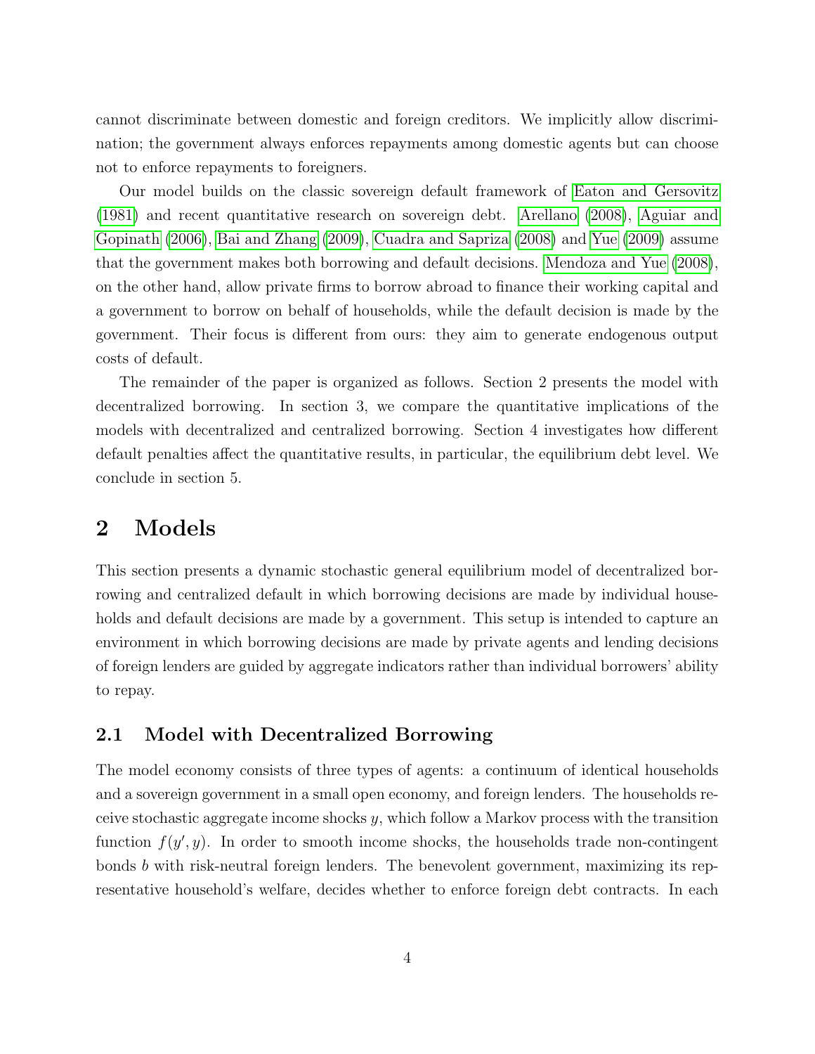cannot discriminate between domestic and foreign creditors. We implicitly allow discrimination; the government always enforces repayments among domestic agents but can choose not to enforce repayments to foreigners.

Our model builds on the classic sovereign default framework of Eaton and Gersovitz (1981) and recent quantitative research on sovereign debt. Arellano (2008), Aguiar and Gopinath (2006), Bai and Zhang (2009), Cuadra and Sapriza (2008) and Yue (2009) assume that the government makes both borrowing and default decisions. Mendoza and Yue (2008), on the other hand, allow private firms to borrow abroad to finance their working capital and a government to borrow on behalf of households, while the default decision is made by the government. Their focus is different from ours: they aim to generate endogenous output costs of default.

The remainder of the paper is organized as follows. Section 2 presents the model with decentralized borrowing. In section 3, we compare the quantitative implications of the models with decentralized and centralized borrowing. Section 4 investigates how different default penalties affect the quantitative results, in particular, the equilibrium debt level. We conclude in section 5.

# 2 Models

This section presents a dynamic stochastic general equilibrium model of decentralized borrowing and centralized default in which borrowing decisions are made by individual households and default decisions are made by a government. This setup is intended to capture an environment in which borrowing decisions are made by private agents and lending decisions of foreign lenders are guided by aggregate indicators rather than individual borrowers' ability to repay.

## 2.1 Model with Decentralized Borrowing

The model economy consists of three types of agents: a continuum of identical households and a sovereign government in a small open economy, and foreign lenders. The households receive stochastic aggregate income shocks $y$, which follow a Markov process with the transition function $f(y', y)$. In order to smooth income shocks, the households trade non-contingent bonds $b$ with risk-neutral foreign lenders. The benevolent government, maximizing its representative household's welfare, decides whether to enforce foreign debt contracts. In each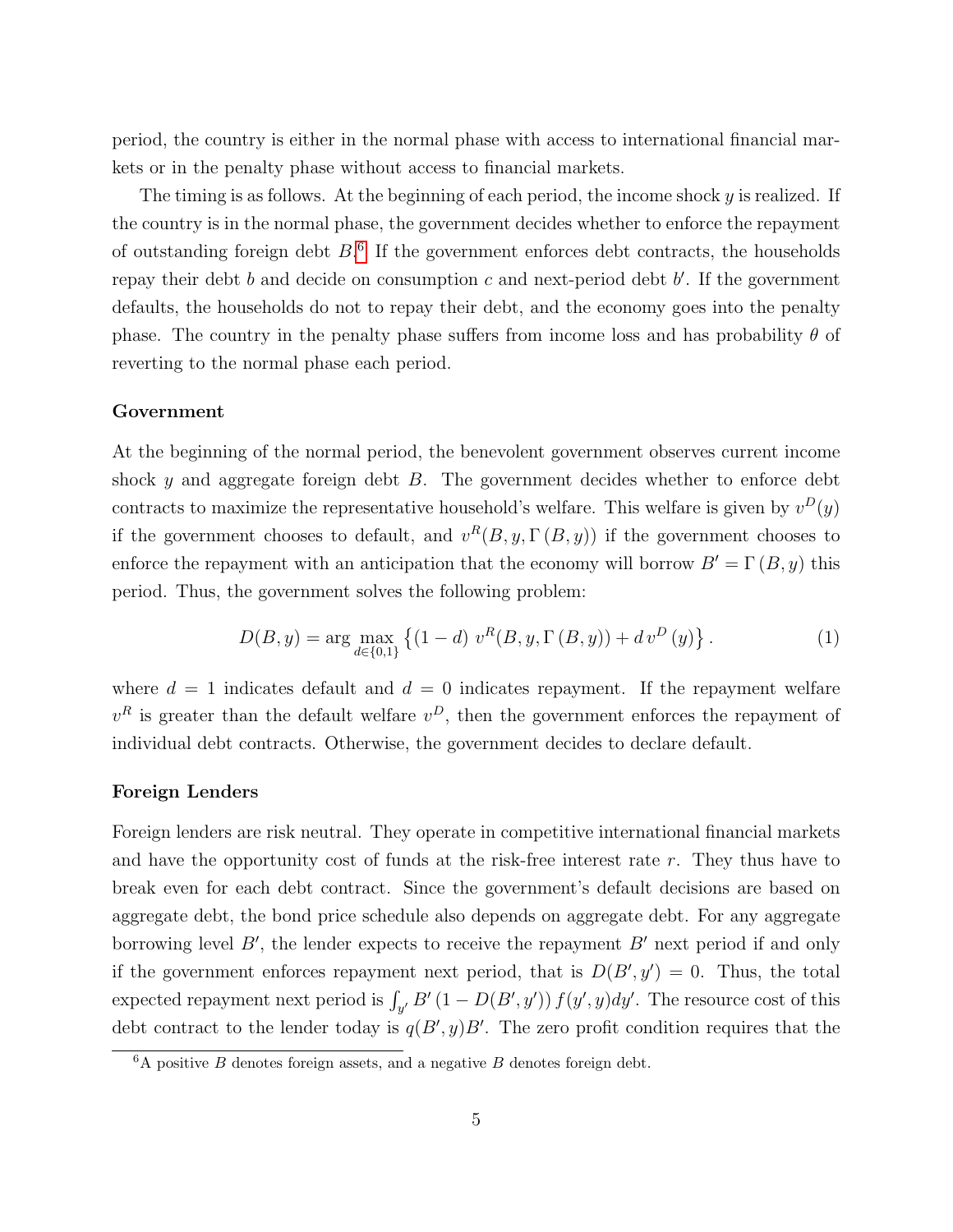period, the country is either in the normal phase with access to international financial markets or in the penalty phase without access to financial markets.

The timing is as follows. At the beginning of each period, the income shock $y$ is realized. If the country is in the normal phase, the government decides whether to enforce the repayment of outstanding foreign debt $B$.[6] If the government enforces debt contracts, the households repay their debt $b$ and decide on consumption $c$ and next-period debt $b'$. If the government defaults, the households do not to repay their debt, and the economy goes into the penalty phase. The country in the penalty phase suffers from income loss and has probability $\theta$ of reverting to the normal phase each period.

### Government

At the beginning of the normal period, the benevolent government observes current income shock $y$ and aggregate foreign debt $B$. The government decides whether to enforce debt contracts to maximize the representative household's welfare. This welfare is given by $v^D(y)$ if the government chooses to default, and $v^R(B, y, \Gamma(B, y))$ if the government chooses to enforce the repayment with an anticipation that the economy will borrow $B' = \Gamma(B, y)$ this period. Thus, the government solves the following problem:

$$D(B, y) = \arg \max_{d \in \{0,1\}} \left\{ (1 - d)\, v^R(B, y, \Gamma(B, y)) + d\, v^D(y) \right\}. \tag{1}$$

where $d = 1$ indicates default and $d = 0$ indicates repayment. If the repayment welfare $v^R$ is greater than the default welfare $v^D$, then the government enforces the repayment of individual debt contracts. Otherwise, the government decides to declare default.

### Foreign Lenders

Foreign lenders are risk neutral. They operate in competitive international financial markets and have the opportunity cost of funds at the risk-free interest rate $r$. They thus have to break even for each debt contract. Since the government's default decisions are based on aggregate debt, the bond price schedule also depends on aggregate debt. For any aggregate borrowing level $B'$, the lender expects to receive the repayment $B'$ next period if and only if the government enforces repayment next period, that is $D(B', y') = 0$. Thus, the total expected repayment next period is $\int_{y'} B' (1 - D(B', y')) f(y', y) dy'$. The resource cost of this debt contract to the lender today is $q(B', y)B'$. The zero profit condition requires that the

[6] A positive $B$ denotes foreign assets, and a negative $B$ denotes foreign debt.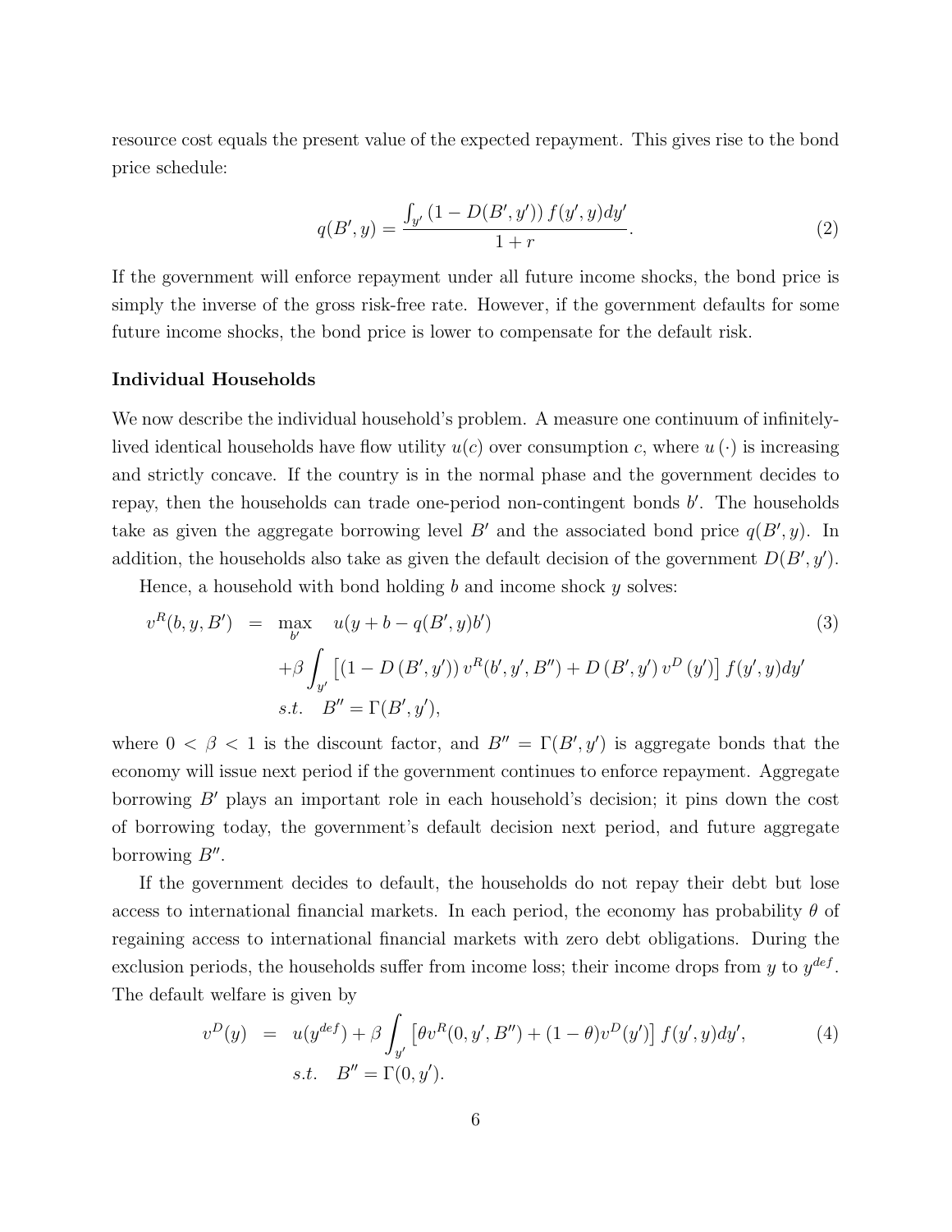resource cost equals the present value of the expected repayment. This gives rise to the bond price schedule:

$$q(B', y) = \frac{\int_{y'} (1 - D(B', y')) f(y', y) dy'}{1 + r}. \tag{2}$$

If the government will enforce repayment under all future income shocks, the bond price is simply the inverse of the gross risk-free rate. However, if the government defaults for some future income shocks, the bond price is lower to compensate for the default risk.

**Individual Households**

We now describe the individual household's problem. A measure one continuum of infinitely-lived identical households have flow utility $u(c)$ over consumption $c$, where $u(\cdot)$ is increasing and strictly concave. If the country is in the normal phase and the government decides to repay, then the households can trade one-period non-contingent bonds $b'$. The households take as given the aggregate borrowing level $B'$ and the associated bond price $q(B', y)$. In addition, the households also take as given the default decision of the government $D(B', y')$.

Hence, a household with bond holding $b$ and income shock $y$ solves:

$$\begin{aligned} v^R(b, y, B') &= \max_{b'} \quad u(y + b - q(B', y)b') \\ &\quad + \beta \int_{y'} \left[ (1 - D(B', y')) v^R(b', y', B'') + D(B', y') v^D(y') \right] f(y', y) dy' \\ &\quad s.t. \quad B'' = \Gamma(B', y'), \end{aligned} \tag{3}$$

where $0 < \beta < 1$ is the discount factor, and $B'' = \Gamma(B', y')$ is aggregate bonds that the economy will issue next period if the government continues to enforce repayment. Aggregate borrowing $B'$ plays an important role in each household's decision; it pins down the cost of borrowing today, the government's default decision next period, and future aggregate borrowing $B''$.

If the government decides to default, the households do not repay their debt but lose access to international financial markets. In each period, the economy has probability $\theta$ of regaining access to international financial markets with zero debt obligations. During the exclusion periods, the households suffer from income loss; their income drops from $y$ to $y^{def}$. The default welfare is given by

$$\begin{aligned} v^D(y) &= u(y^{def}) + \beta \int_{y'} \left[ \theta v^R(0, y', B'') + (1 - \theta) v^D(y') \right] f(y', y) dy', \\ &\quad s.t. \quad B'' = \Gamma(0, y'). \end{aligned} \tag{4}$$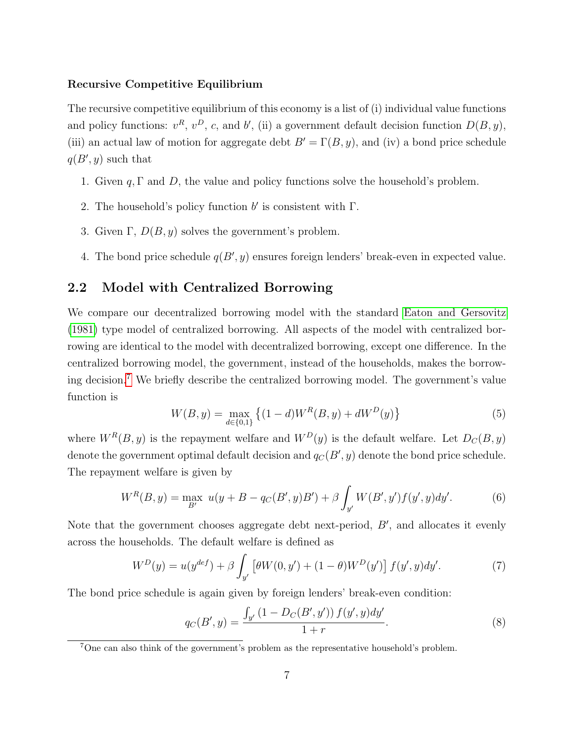**Recursive Competitive Equilibrium**

The recursive competitive equilibrium of this economy is a list of (i) individual value functions and policy functions: $v^R$, $v^D$, $c$, and $b'$, (ii) a government default decision function $D(B, y)$, (iii) an actual law of motion for aggregate debt $B' = \Gamma(B, y)$, and (iv) a bond price schedule $q(B', y)$ such that

1. Given $q, \Gamma$ and $D$, the value and policy functions solve the household's problem.
2. The household's policy function $b'$ is consistent with $\Gamma$.
3. Given $\Gamma$, $D(B, y)$ solves the government's problem.
4. The bond price schedule $q(B', y)$ ensures foreign lenders' break-even in expected value.

## 2.2 Model with Centralized Borrowing

We compare our decentralized borrowing model with the standard Eaton and Gersovitz (1981) type model of centralized borrowing. All aspects of the model with centralized borrowing are identical to the model with decentralized borrowing, except one difference. In the centralized borrowing model, the government, instead of the households, makes the borrowing decision.[7] We briefly describe the centralized borrowing model. The government's value function is

$$W(B, y) = \max_{d \in \{0,1\}} \left\{(1-d)W^R(B, y) + dW^D(y)\right\} \tag{5}$$

where $W^R(B, y)$ is the repayment welfare and $W^D(y)$ is the default welfare. Let $D_C(B, y)$ denote the government optimal default decision and $q_C(B', y)$ denote the bond price schedule. The repayment welfare is given by

$$W^R(B, y) = \max_{B'} \; u(y + B - q_C(B', y)B') + \beta \int_{y'} W(B', y') f(y', y) dy'. \tag{6}$$

Note that the government chooses aggregate debt next-period, $B'$, and allocates it evenly across the households. The default welfare is defined as

$$W^D(y) = u(y^{def}) + \beta \int_{y'} \left[\theta W(0, y') + (1-\theta) W^D(y')\right] f(y', y) dy'. \tag{7}$$

The bond price schedule is again given by foreign lenders' break-even condition:

$$q_C(B', y) = \frac{\int_{y'} \left(1 - D_C(B', y')\right) f(y', y) dy'}{1 + r}. \tag{8}$$

[7] One can also think of the government's problem as the representative household's problem.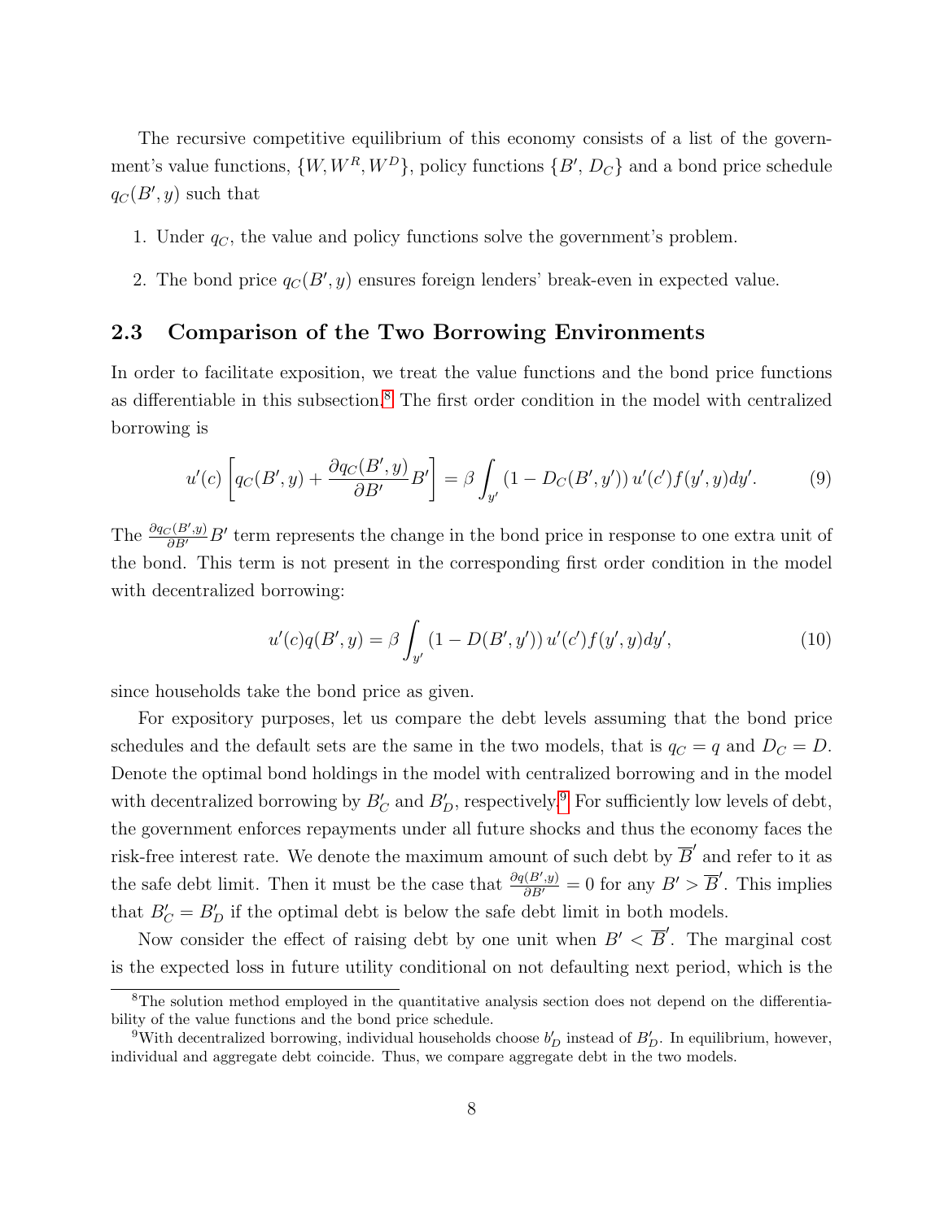The recursive competitive equilibrium of this economy consists of a list of the government's value functions, $\{W, W^R, W^D\}$, policy functions $\{B', D_C\}$ and a bond price schedule $q_C(B', y)$ such that

1. Under $q_C$, the value and policy functions solve the government's problem.
2. The bond price $q_C(B', y)$ ensures foreign lenders' break-even in expected value.

### 2.3 Comparison of the Two Borrowing Environments

In order to facilitate exposition, we treat the value functions and the bond price functions as differentiable in this subsection.[8] The first order condition in the model with centralized borrowing is

$$u'(c)\left[q_C(B', y) + \frac{\partial q_C(B', y)}{\partial B'}B'\right] = \beta \int_{y'} \left(1 - D_C(B', y')\right) u'(c') f(y', y) dy'. \tag{9}$$

The $\frac{\partial q_C(B',y)}{\partial B'}B'$ term represents the change in the bond price in response to one extra unit of the bond. This term is not present in the corresponding first order condition in the model with decentralized borrowing:

$$u'(c) q(B', y) = \beta \int_{y'} \left(1 - D(B', y')\right) u'(c') f(y', y) dy', \tag{10}$$

since households take the bond price as given.

For expository purposes, let us compare the debt levels assuming that the bond price schedules and the default sets are the same in the two models, that is $q_C = q$ and $D_C = D$. Denote the optimal bond holdings in the model with centralized borrowing and in the model with decentralized borrowing by $B'_C$ and $B'_D$, respectively.[9] For sufficiently low levels of debt, the government enforces repayments under all future shocks and thus the economy faces the risk-free interest rate. We denote the maximum amount of such debt by $\overline{B}'$ and refer to it as the safe debt limit. Then it must be the case that $\frac{\partial q(B',y)}{\partial B'} = 0$ for any $B' > \overline{B}'$. This implies that $B'_C = B'_D$ if the optimal debt is below the safe debt limit in both models.

Now consider the effect of raising debt by one unit when $B' < \overline{B}'$. The marginal cost is the expected loss in future utility conditional on not defaulting next period, which is the

[8] The solution method employed in the quantitative analysis section does not depend on the differentiability of the value functions and the bond price schedule.

[9] With decentralized borrowing, individual households choose $b'_D$ instead of $B'_D$. In equilibrium, however, individual and aggregate debt coincide. Thus, we compare aggregate debt in the two models.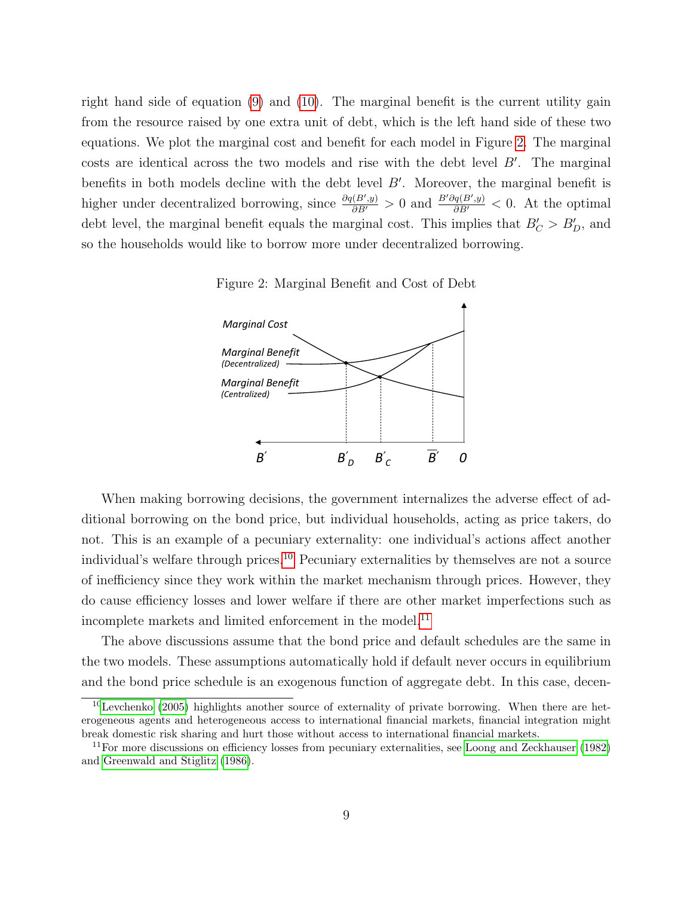right hand side of equation (9) and (10). The marginal benefit is the current utility gain from the resource raised by one extra unit of debt, which is the left hand side of these two equations. We plot the marginal cost and benefit for each model in Figure 2. The marginal costs are identical across the two models and rise with the debt level $B'$. The marginal benefits in both models decline with the debt level $B'$. Moreover, the marginal benefit is higher under decentralized borrowing, since $\frac{\partial q(B',y)}{\partial B'} > 0$ and $\frac{B' \partial q(B',y)}{\partial B'} < 0$. At the optimal debt level, the marginal benefit equals the marginal cost. This implies that $B'_C > B'_D$, and so the households would like to borrow more under decentralized borrowing.

Figure 2: Marginal Benefit and Cost of Debt

When making borrowing decisions, the government internalizes the adverse effect of additional borrowing on the bond price, but individual households, acting as price takers, do not. This is an example of a pecuniary externality: one individual's actions affect another individual's welfare through prices.[10] Pecuniary externalities by themselves are not a source of inefficiency since they work within the market mechanism through prices. However, they do cause efficiency losses and lower welfare if there are other market imperfections such as incomplete markets and limited enforcement in the model.[11]

The above discussions assume that the bond price and default schedules are the same in the two models. These assumptions automatically hold if default never occurs in equilibrium and the bond price schedule is an exogenous function of aggregate debt. In this case, decen-

[10] Levchenko (2005) highlights another source of externality of private borrowing. When there are heterogeneous agents and heterogeneous access to international financial markets, financial integration might break domestic risk sharing and hurt those without access to international financial markets.

[11] For more discussions on efficiency losses from pecuniary externalities, see Loong and Zeckhauser (1982) and Greenwald and Stiglitz (1986).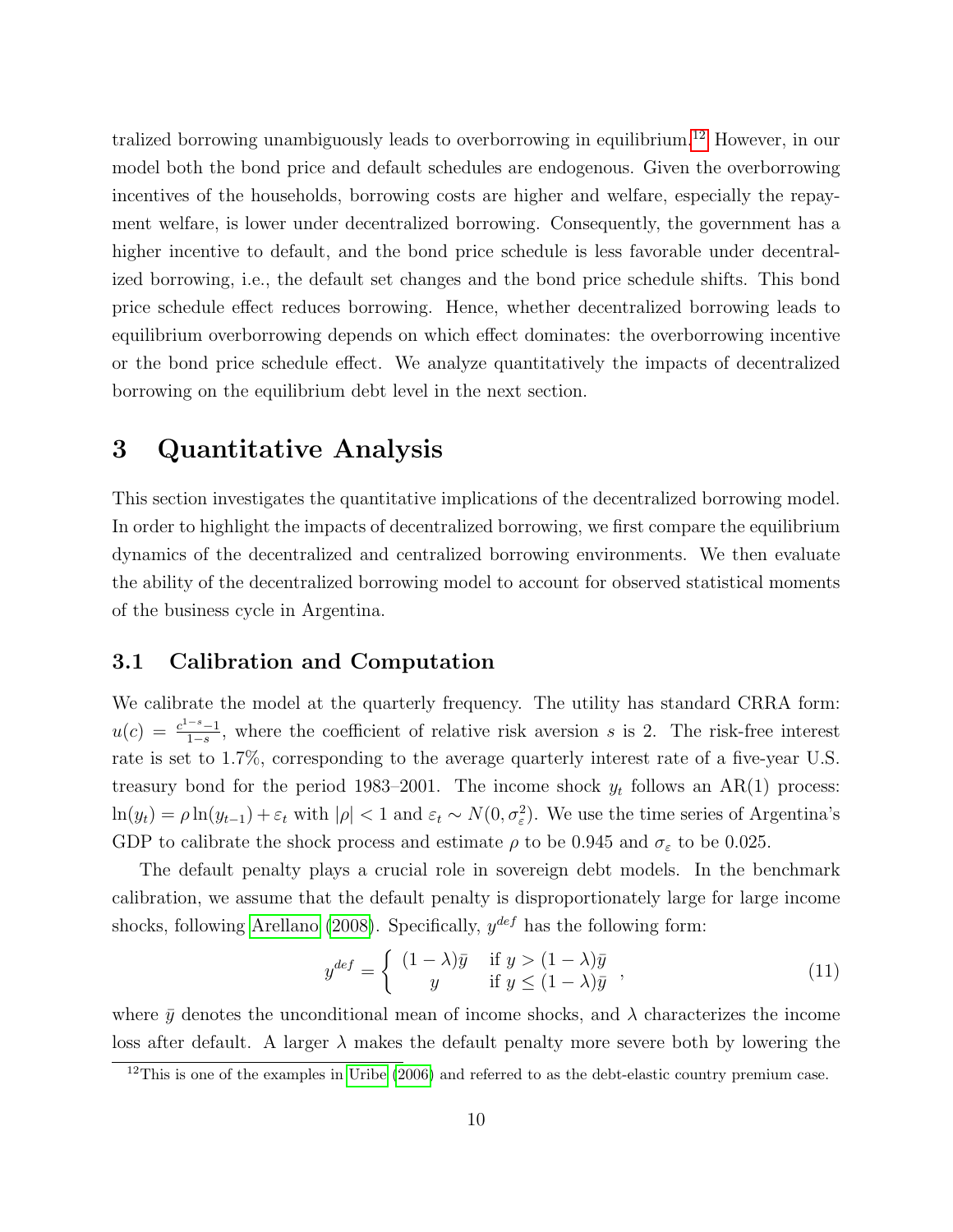tralized borrowing unambiguously leads to overborrowing in equilibrium.[12] However, in our model both the bond price and default schedules are endogenous. Given the overborrowing incentives of the households, borrowing costs are higher and welfare, especially the repayment welfare, is lower under decentralized borrowing. Consequently, the government has a higher incentive to default, and the bond price schedule is less favorable under decentralized borrowing, i.e., the default set changes and the bond price schedule shifts. This bond price schedule effect reduces borrowing. Hence, whether decentralized borrowing leads to equilibrium overborrowing depends on which effect dominates: the overborrowing incentive or the bond price schedule effect. We analyze quantitatively the impacts of decentralized borrowing on the equilibrium debt level in the next section.

# 3 Quantitative Analysis

This section investigates the quantitative implications of the decentralized borrowing model. In order to highlight the impacts of decentralized borrowing, we first compare the equilibrium dynamics of the decentralized and centralized borrowing environments. We then evaluate the ability of the decentralized borrowing model to account for observed statistical moments of the business cycle in Argentina.

## 3.1 Calibration and Computation

We calibrate the model at the quarterly frequency. The utility has standard CRRA form: $u(c) = \frac{c^{1-s}-1}{1-s}$, where the coefficient of relative risk aversion $s$ is 2. The risk-free interest rate is set to 1.7%, corresponding to the average quarterly interest rate of a five-year U.S. treasury bond for the period 1983–2001. The income shock $y_t$ follows an AR(1) process: $\ln(y_t) = \rho \ln(y_{t-1}) + \varepsilon_t$ with $|\rho| < 1$ and $\varepsilon_t \sim N(0, \sigma_\varepsilon^2)$. We use the time series of Argentina's GDP to calibrate the shock process and estimate $\rho$ to be 0.945 and $\sigma_\varepsilon$ to be 0.025.

The default penalty plays a crucial role in sovereign debt models. In the benchmark calibration, we assume that the default penalty is disproportionately large for large income shocks, following Arellano (2008). Specifically, $y^{def}$ has the following form:

$$y^{def} = \begin{cases} (1-\lambda)\bar{y} & \text{if } y > (1-\lambda)\bar{y} \\ y & \text{if } y \leq (1-\lambda)\bar{y} \end{cases}, \tag{11}$$

where $\bar{y}$ denotes the unconditional mean of income shocks, and $\lambda$ characterizes the income loss after default. A larger $\lambda$ makes the default penalty more severe both by lowering the

[12] This is one of the examples in Uribe (2006) and referred to as the debt-elastic country premium case.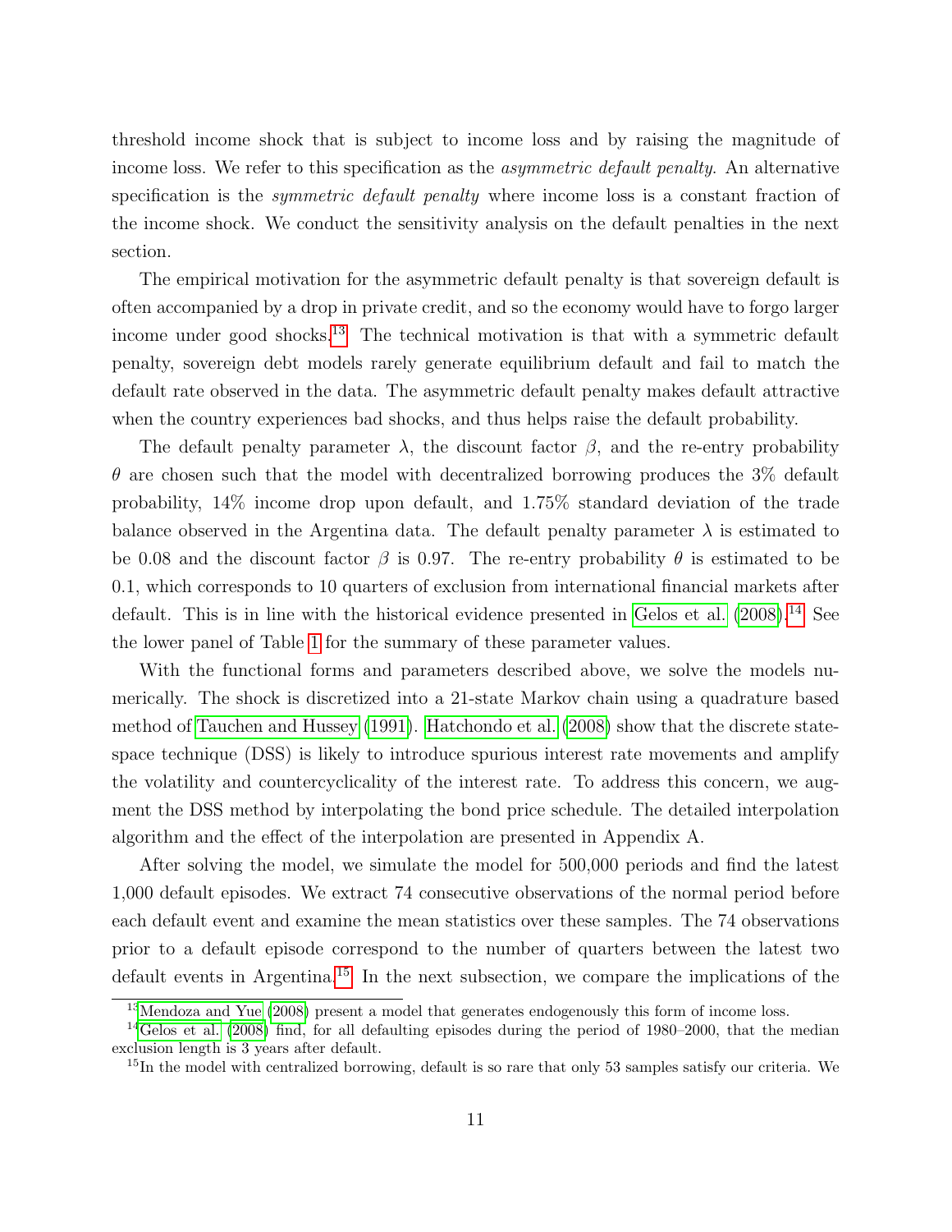threshold income shock that is subject to income loss and by raising the magnitude of income loss. We refer to this specification as the *asymmetric default penalty*. An alternative specification is the *symmetric default penalty* where income loss is a constant fraction of the income shock. We conduct the sensitivity analysis on the default penalties in the next section.

The empirical motivation for the asymmetric default penalty is that sovereign default is often accompanied by a drop in private credit, and so the economy would have to forgo larger income under good shocks.[13] The technical motivation is that with a symmetric default penalty, sovereign debt models rarely generate equilibrium default and fail to match the default rate observed in the data. The asymmetric default penalty makes default attractive when the country experiences bad shocks, and thus helps raise the default probability.

The default penalty parameter $\lambda$, the discount factor $\beta$, and the re-entry probability $\theta$ are chosen such that the model with decentralized borrowing produces the 3% default probability, 14% income drop upon default, and 1.75% standard deviation of the trade balance observed in the Argentina data. The default penalty parameter $\lambda$ is estimated to be 0.08 and the discount factor $\beta$ is 0.97. The re-entry probability $\theta$ is estimated to be 0.1, which corresponds to 10 quarters of exclusion from international financial markets after default. This is in line with the historical evidence presented in Gelos et al. (2008).[14] See the lower panel of Table 1 for the summary of these parameter values.

With the functional forms and parameters described above, we solve the models numerically. The shock is discretized into a 21-state Markov chain using a quadrature based method of Tauchen and Hussey (1991). Hatchondo et al. (2008) show that the discrete state-space technique (DSS) is likely to introduce spurious interest rate movements and amplify the volatility and countercyclicality of the interest rate. To address this concern, we augment the DSS method by interpolating the bond price schedule. The detailed interpolation algorithm and the effect of the interpolation are presented in Appendix A.

After solving the model, we simulate the model for 500,000 periods and find the latest 1,000 default episodes. We extract 74 consecutive observations of the normal period before each default event and examine the mean statistics over these samples. The 74 observations prior to a default episode correspond to the number of quarters between the latest two default events in Argentina.[15] In the next subsection, we compare the implications of the

[13] Mendoza and Yue (2008) present a model that generates endogenously this form of income loss.

[14] Gelos et al. (2008) find, for all defaulting episodes during the period of 1980–2000, that the median exclusion length is 3 years after default.

[15] In the model with centralized borrowing, default is so rare that only 53 samples satisfy our criteria. We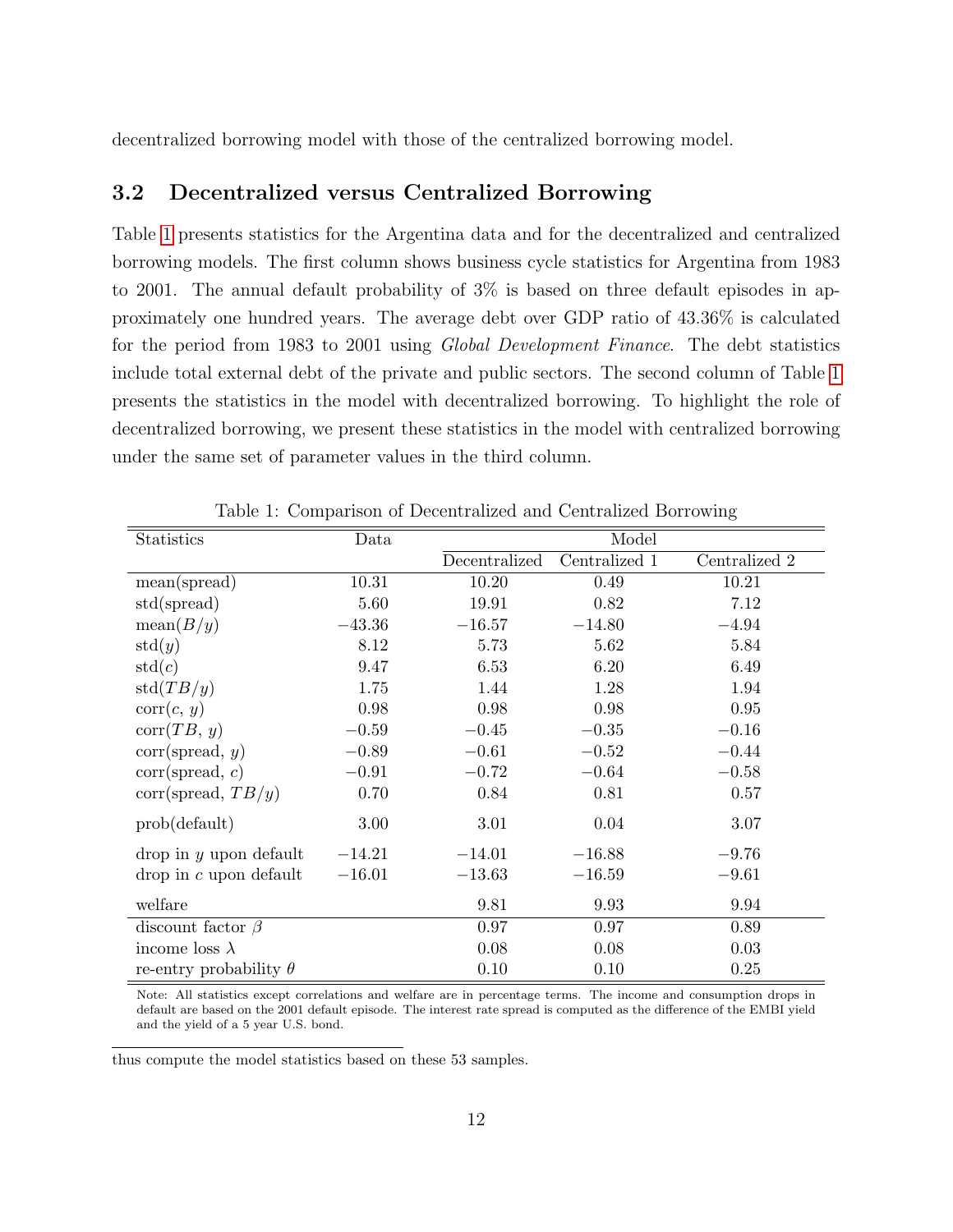decentralized borrowing model with those of the centralized borrowing model.

## 3.2 Decentralized versus Centralized Borrowing

Table 1 presents statistics for the Argentina data and for the decentralized and centralized borrowing models. The first column shows business cycle statistics for Argentina from 1983 to 2001. The annual default probability of 3% is based on three default episodes in approximately one hundred years. The average debt over GDP ratio of 43.36% is calculated for the period from 1983 to 2001 using *Global Development Finance*. The debt statistics include total external debt of the private and public sectors. The second column of Table 1 presents the statistics in the model with decentralized borrowing. To highlight the role of decentralized borrowing, we present these statistics in the model with centralized borrowing under the same set of parameter values in the third column.

Table 1: Comparison of Decentralized and Centralized Borrowing

| Statistics | Data | Model | | |
|---|---|---|---|---|
| | | Decentralized | Centralized 1 | Centralized 2 |
| mean(spread) | 10.31 | 10.20 | 0.49 | 10.21 |
| std(spread) | 5.60 | 19.91 | 0.82 | 7.12 |
| mean($B/y$) | −43.36 | −16.57 | −14.80 | −4.94 |
| std($y$) | 8.12 | 5.73 | 5.62 | 5.84 |
| std($c$) | 9.47 | 6.53 | 6.20 | 6.49 |
| std($TB/y$) | 1.75 | 1.44 | 1.28 | 1.94 |
| corr($c$, $y$) | 0.98 | 0.98 | 0.98 | 0.95 |
| corr($TB$, $y$) | −0.59 | −0.45 | −0.35 | −0.16 |
| corr(spread, $y$) | −0.89 | −0.61 | −0.52 | −0.44 |
| corr(spread, $c$) | −0.91 | −0.72 | −0.64 | −0.58 |
| corr(spread, $TB/y$) | 0.70 | 0.84 | 0.81 | 0.57 |
| prob(default) | 3.00 | 3.01 | 0.04 | 3.07 |
| drop in $y$ upon default | −14.21 | −14.01 | −16.88 | −9.76 |
| drop in $c$ upon default | −16.01 | −13.63 | −16.59 | −9.61 |
| welfare | | 9.81 | 9.93 | 9.94 |
| discount factor $\beta$ | | 0.97 | 0.97 | 0.89 |
| income loss $\lambda$ | | 0.08 | 0.08 | 0.03 |
| re-entry probability $\theta$ | | 0.10 | 0.10 | 0.25 |

Note: All statistics except correlations and welfare are in percentage terms. The income and consumption drops in default are based on the 2001 default episode. The interest rate spread is computed as the difference of the EMBI yield and the yield of a 5 year U.S. bond.

thus compute the model statistics based on these 53 samples.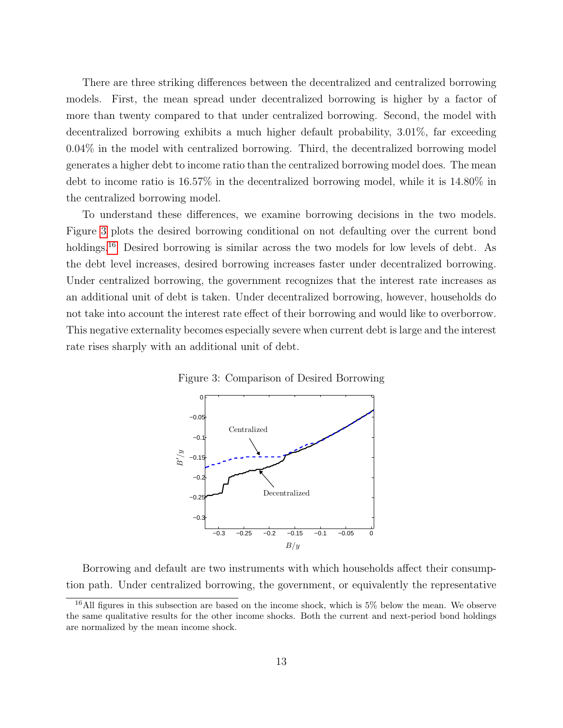There are three striking differences between the decentralized and centralized borrowing models. First, the mean spread under decentralized borrowing is higher by a factor of more than twenty compared to that under centralized borrowing. Second, the model with decentralized borrowing exhibits a much higher default probability, 3.01%, far exceeding 0.04% in the model with centralized borrowing. Third, the decentralized borrowing model generates a higher debt to income ratio than the centralized borrowing model does. The mean debt to income ratio is 16.57% in the decentralized borrowing model, while it is 14.80% in the centralized borrowing model.

To understand these differences, we examine borrowing decisions in the two models. Figure 3 plots the desired borrowing conditional on not defaulting over the current bond holdings.[16] Desired borrowing is similar across the two models for low levels of debt. As the debt level increases, desired borrowing increases faster under decentralized borrowing. Under centralized borrowing, the government recognizes that the interest rate increases as an additional unit of debt is taken. Under decentralized borrowing, however, households do not take into account the interest rate effect of their borrowing and would like to overborrow. This negative externality becomes especially severe when current debt is large and the interest rate rises sharply with an additional unit of debt.

Figure 3: Comparison of Desired Borrowing

Borrowing and default are two instruments with which households affect their consumption path. Under centralized borrowing, the government, or equivalently the representative

[16] All figures in this subsection are based on the income shock, which is 5% below the mean. We observe the same qualitative results for the other income shocks. Both the current and next-period bond holdings are normalized by the mean income shock.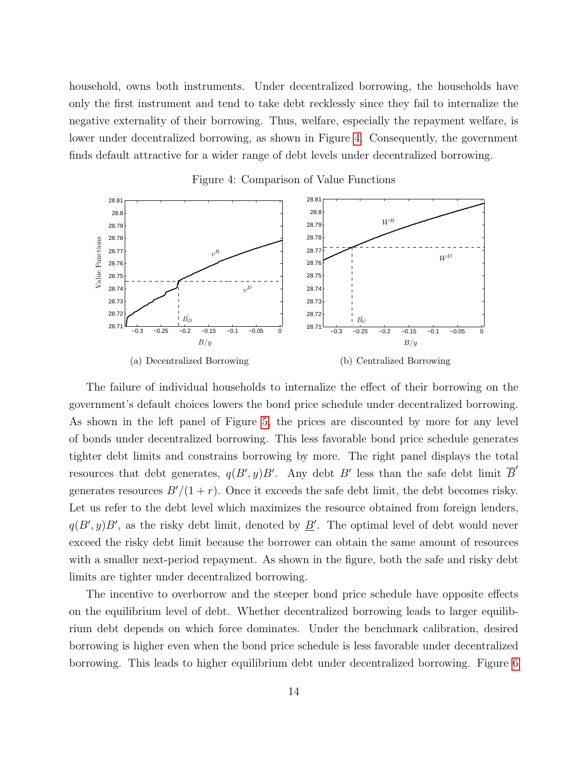household, owns both instruments. Under decentralized borrowing, the households have only the first instrument and tend to take debt recklessly since they fail to internalize the negative externality of their borrowing. Thus, welfare, especially the repayment welfare, is lower under decentralized borrowing, as shown in Figure 4. Consequently, the government finds default attractive for a wider range of debt levels under decentralized borrowing.

Figure 4: Comparison of Value Functions

(a) Decentralized Borrowing

(b) Centralized Borrowing

The failure of individual households to internalize the effect of their borrowing on the government's default choices lowers the bond price schedule under decentralized borrowing. As shown in the left panel of Figure 5, the prices are discounted by more for any level of bonds under decentralized borrowing. This less favorable bond price schedule generates tighter debt limits and constrains borrowing by more. The right panel displays the total resources that debt generates, $q(B', y)B'$. Any debt $B'$ less than the safe debt limit $\overline{B}'$ generates resources $B'/(1+r)$. Once it exceeds the safe debt limit, the debt becomes risky. Let us refer to the debt level which maximizes the resource obtained from foreign lenders, $q(B', y)B'$, as the risky debt limit, denoted by $\underline{B}'$. The optimal level of debt would never exceed the risky debt limit because the borrower can obtain the same amount of resources with a smaller next-period repayment. As shown in the figure, both the safe and risky debt limits are tighter under decentralized borrowing.

The incentive to overborrow and the steeper bond price schedule have opposite effects on the equilibrium level of debt. Whether decentralized borrowing leads to larger equilibrium debt depends on which force dominates. Under the benchmark calibration, desired borrowing is higher even when the bond price schedule is less favorable under decentralized borrowing. This leads to higher equilibrium debt under decentralized borrowing. Figure 6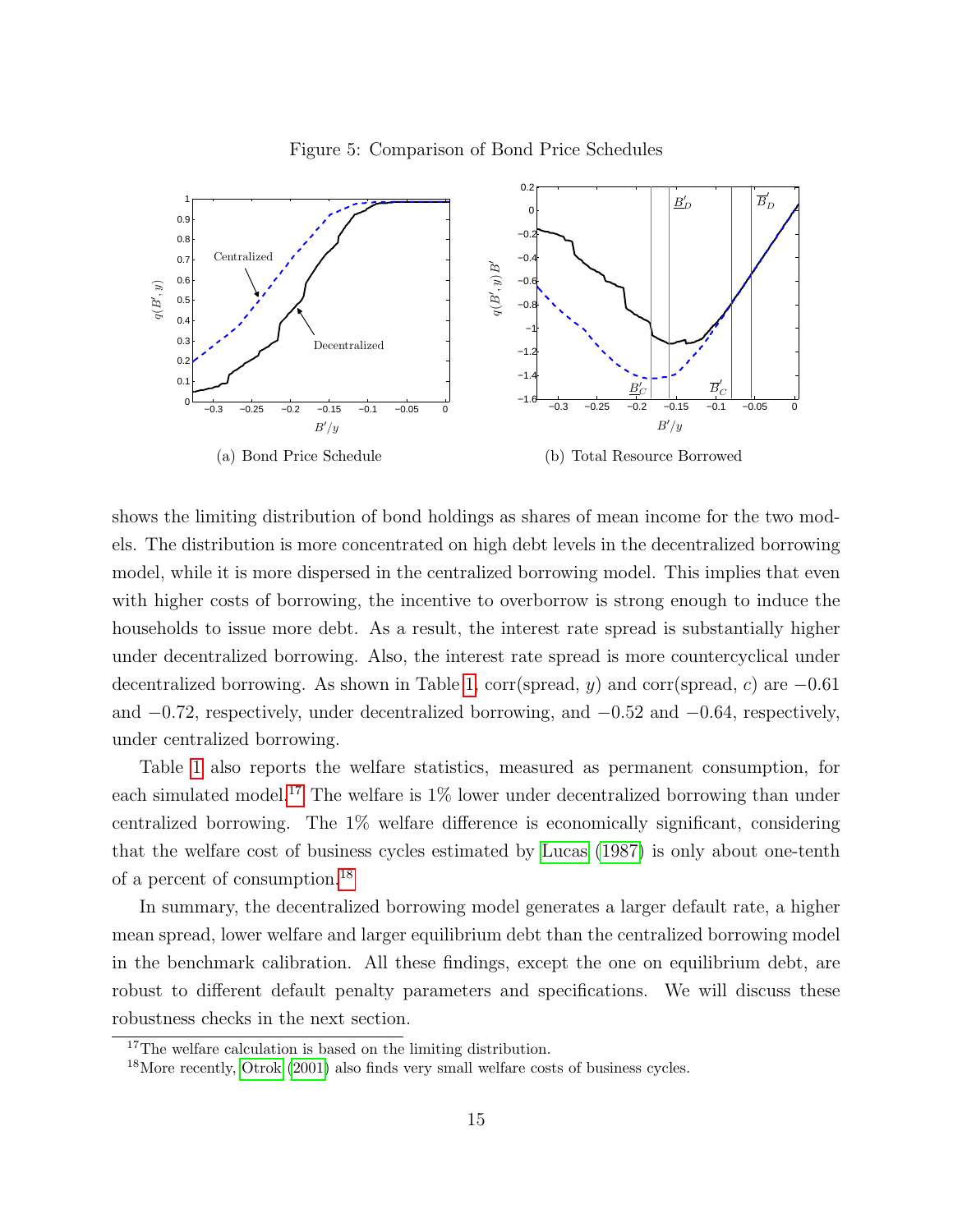Figure 5: Comparison of Bond Price Schedules

(a) Bond Price Schedule

(b) Total Resource Borrowed

shows the limiting distribution of bond holdings as shares of mean income for the two models. The distribution is more concentrated on high debt levels in the decentralized borrowing model, while it is more dispersed in the centralized borrowing model. This implies that even with higher costs of borrowing, the incentive to overborrow is strong enough to induce the households to issue more debt. As a result, the interest rate spread is substantially higher under decentralized borrowing. Also, the interest rate spread is more countercyclical under decentralized borrowing. As shown in Table 1, corr(spread, $y$) and corr(spread, $c$) are $-0.61$ and $-0.72$, respectively, under decentralized borrowing, and $-0.52$ and $-0.64$, respectively, under centralized borrowing.

Table 1 also reports the welfare statistics, measured as permanent consumption, for each simulated model.[17] The welfare is 1% lower under decentralized borrowing than under centralized borrowing. The 1% welfare difference is economically significant, considering that the welfare cost of business cycles estimated by Lucas (1987) is only about one-tenth of a percent of consumption.[18]

In summary, the decentralized borrowing model generates a larger default rate, a higher mean spread, lower welfare and larger equilibrium debt than the centralized borrowing model in the benchmark calibration. All these findings, except the one on equilibrium debt, are robust to different default penalty parameters and specifications. We will discuss these robustness checks in the next section.

[17] The welfare calculation is based on the limiting distribution.

[18] More recently, Otrok (2001) also finds very small welfare costs of business cycles.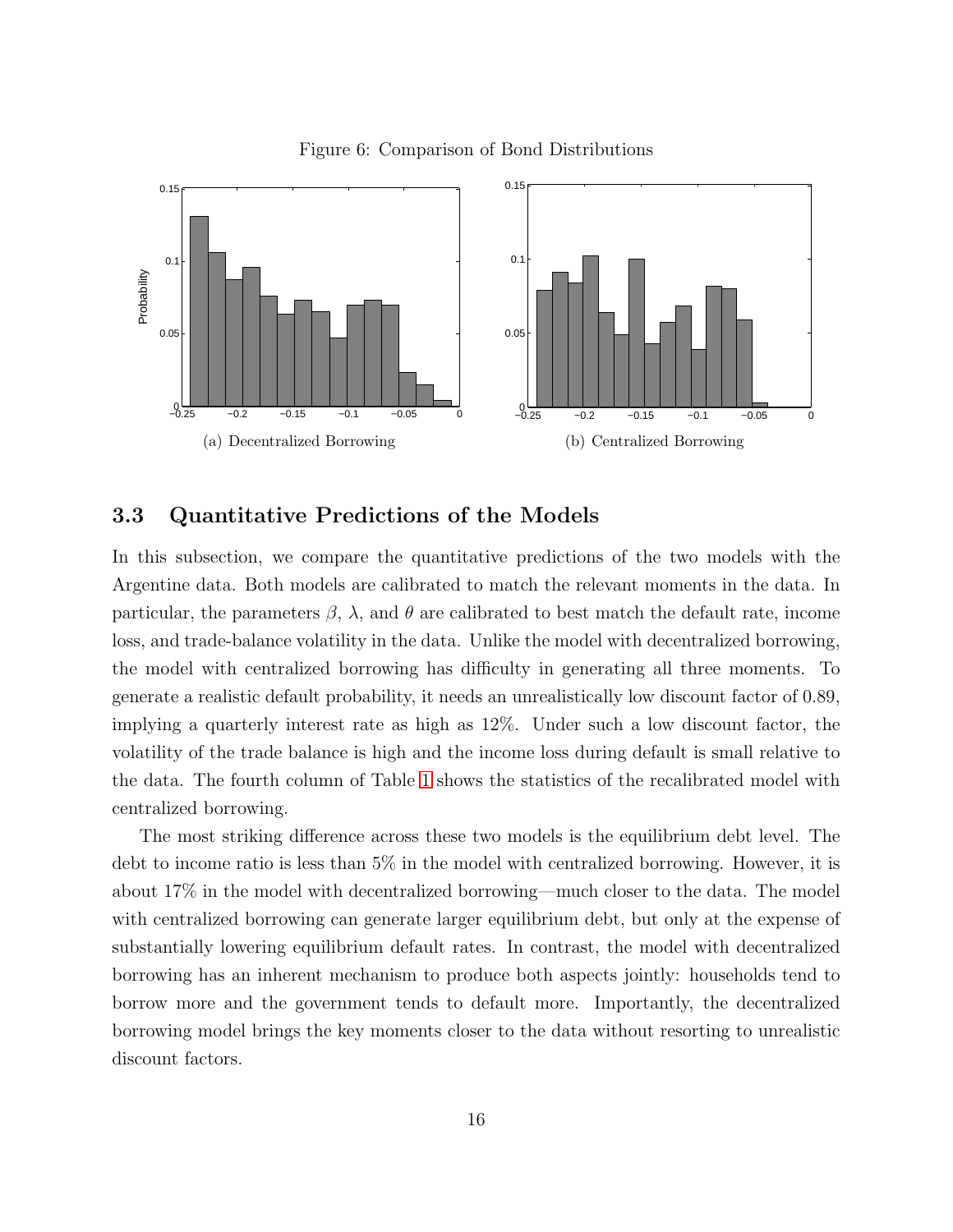Figure 6: Comparison of Bond Distributions

(a) Decentralized Borrowing

(b) Centralized Borrowing

### 3.3 Quantitative Predictions of the Models

In this subsection, we compare the quantitative predictions of the two models with the Argentine data. Both models are calibrated to match the relevant moments in the data. In particular, the parameters $\beta$, $\lambda$, and $\theta$ are calibrated to best match the default rate, income loss, and trade-balance volatility in the data. Unlike the model with decentralized borrowing, the model with centralized borrowing has difficulty in generating all three moments. To generate a realistic default probability, it needs an unrealistically low discount factor of 0.89, implying a quarterly interest rate as high as 12%. Under such a low discount factor, the volatility of the trade balance is high and the income loss during default is small relative to the data. The fourth column of Table 1 shows the statistics of the recalibrated model with centralized borrowing.

The most striking difference across these two models is the equilibrium debt level. The debt to income ratio is less than 5% in the model with centralized borrowing. However, it is about 17% in the model with decentralized borrowing—much closer to the data. The model with centralized borrowing can generate larger equilibrium debt, but only at the expense of substantially lowering equilibrium default rates. In contrast, the model with decentralized borrowing has an inherent mechanism to produce both aspects jointly: households tend to borrow more and the government tends to default more. Importantly, the decentralized borrowing model brings the key moments closer to the data without resorting to unrealistic discount factors.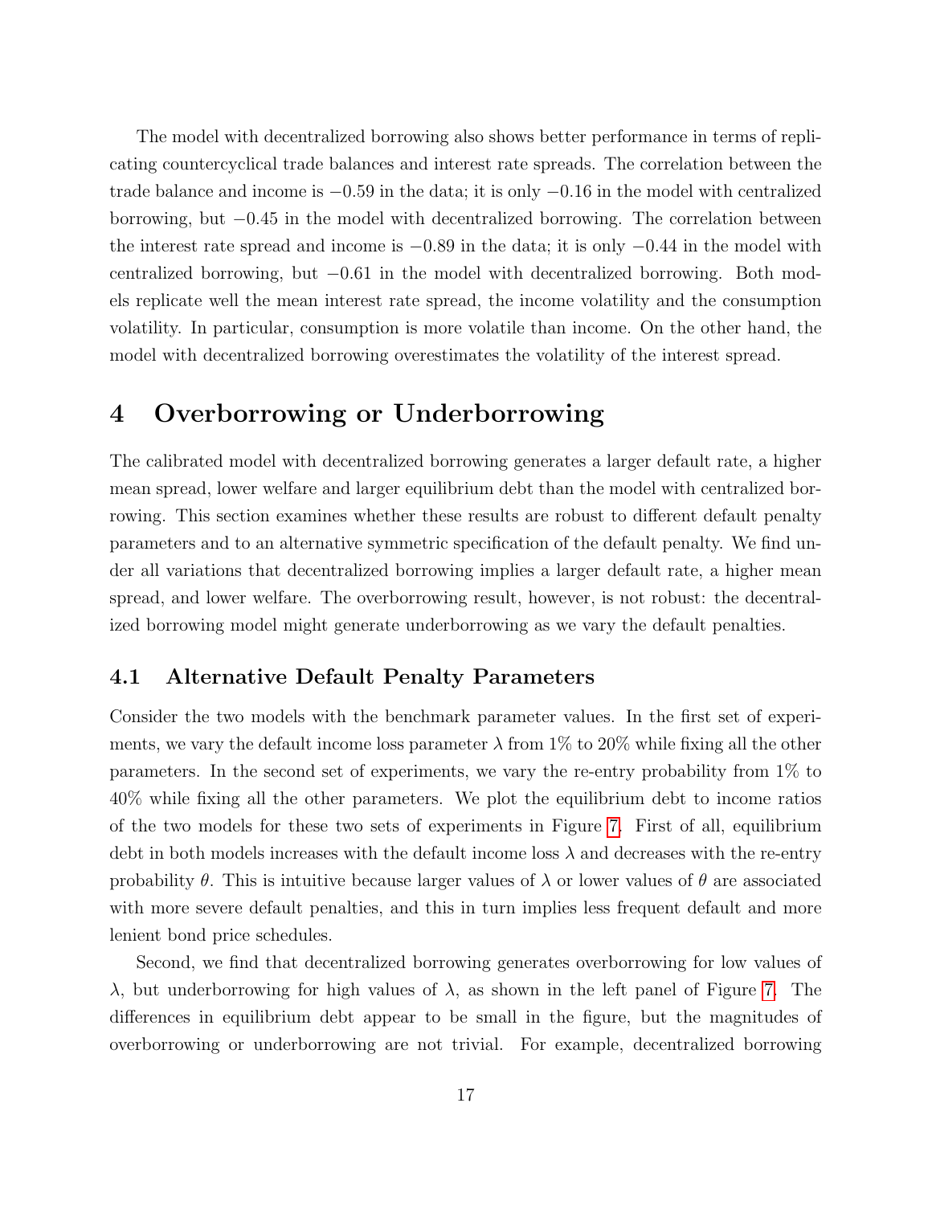The model with decentralized borrowing also shows better performance in terms of replicating countercyclical trade balances and interest rate spreads. The correlation between the trade balance and income is $-0.59$ in the data; it is only $-0.16$ in the model with centralized borrowing, but $-0.45$ in the model with decentralized borrowing. The correlation between the interest rate spread and income is $-0.89$ in the data; it is only $-0.44$ in the model with centralized borrowing, but $-0.61$ in the model with decentralized borrowing. Both models replicate well the mean interest rate spread, the income volatility and the consumption volatility. In particular, consumption is more volatile than income. On the other hand, the model with decentralized borrowing overestimates the volatility of the interest spread.

# 4 Overborrowing or Underborrowing

The calibrated model with decentralized borrowing generates a larger default rate, a higher mean spread, lower welfare and larger equilibrium debt than the model with centralized borrowing. This section examines whether these results are robust to different default penalty parameters and to an alternative symmetric specification of the default penalty. We find under all variations that decentralized borrowing implies a larger default rate, a higher mean spread, and lower welfare. The overborrowing result, however, is not robust: the decentralized borrowing model might generate underborrowing as we vary the default penalties.

## 4.1 Alternative Default Penalty Parameters

Consider the two models with the benchmark parameter values. In the first set of experiments, we vary the default income loss parameter $\lambda$ from 1% to 20% while fixing all the other parameters. In the second set of experiments, we vary the re-entry probability from 1% to 40% while fixing all the other parameters. We plot the equilibrium debt to income ratios of the two models for these two sets of experiments in Figure 7. First of all, equilibrium debt in both models increases with the default income loss $\lambda$ and decreases with the re-entry probability $\theta$. This is intuitive because larger values of $\lambda$ or lower values of $\theta$ are associated with more severe default penalties, and this in turn implies less frequent default and more lenient bond price schedules.

Second, we find that decentralized borrowing generates overborrowing for low values of $\lambda$, but underborrowing for high values of $\lambda$, as shown in the left panel of Figure 7. The differences in equilibrium debt appear to be small in the figure, but the magnitudes of overborrowing or underborrowing are not trivial. For example, decentralized borrowing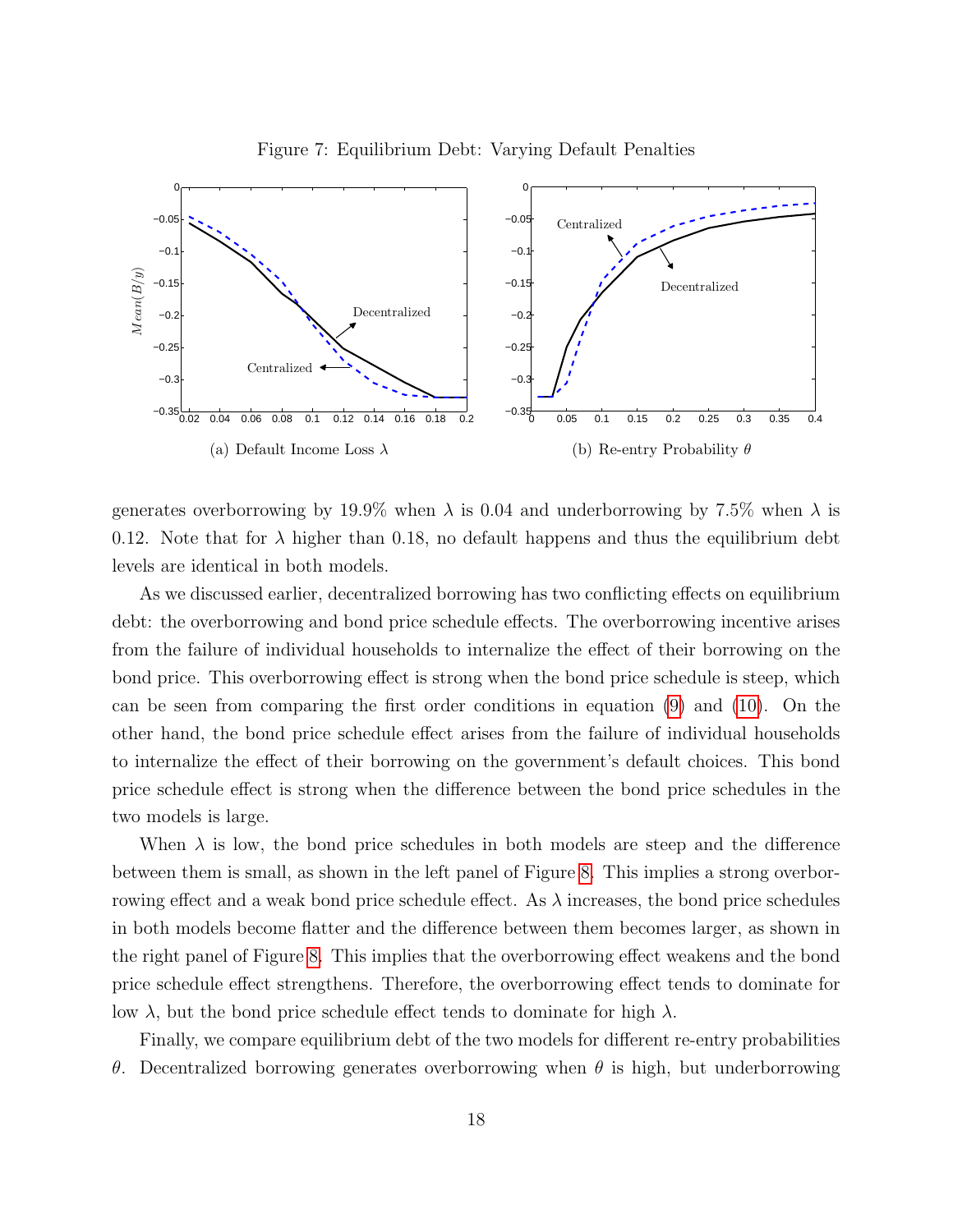Figure 7: Equilibrium Debt: Varying Default Penalties

(a) Default Income Loss $\lambda$

(b) Re-entry Probability $\theta$

generates overborrowing by 19.9% when $\lambda$ is 0.04 and underborrowing by 7.5% when $\lambda$ is 0.12. Note that for $\lambda$ higher than 0.18, no default happens and thus the equilibrium debt levels are identical in both models.

As we discussed earlier, decentralized borrowing has two conflicting effects on equilibrium debt: the overborrowing and bond price schedule effects. The overborrowing incentive arises from the failure of individual households to internalize the effect of their borrowing on the bond price. This overborrowing effect is strong when the bond price schedule is steep, which can be seen from comparing the first order conditions in equation (9) and (10). On the other hand, the bond price schedule effect arises from the failure of individual households to internalize the effect of their borrowing on the government's default choices. This bond price schedule effect is strong when the difference between the bond price schedules in the two models is large.

When $\lambda$ is low, the bond price schedules in both models are steep and the difference between them is small, as shown in the left panel of Figure 8. This implies a strong overborrowing effect and a weak bond price schedule effect. As $\lambda$ increases, the bond price schedules in both models become flatter and the difference between them becomes larger, as shown in the right panel of Figure 8. This implies that the overborrowing effect weakens and the bond price schedule effect strengthens. Therefore, the overborrowing effect tends to dominate for low $\lambda$, but the bond price schedule effect tends to dominate for high $\lambda$.

Finally, we compare equilibrium debt of the two models for different re-entry probabilities $\theta$. Decentralized borrowing generates overborrowing when $\theta$ is high, but underborrowing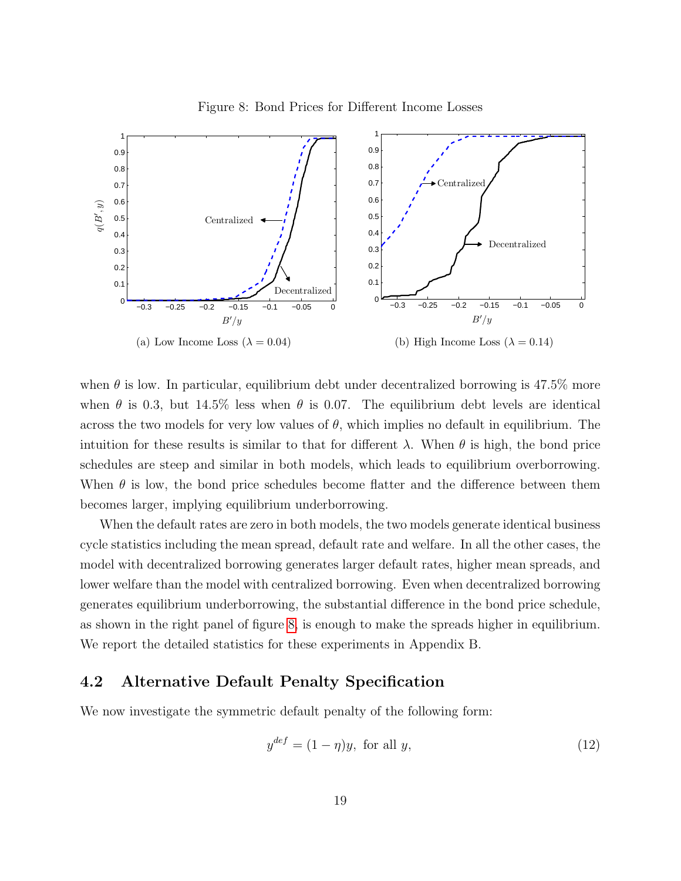Figure 8: Bond Prices for Different Income Losses

(a) Low Income Loss ($\lambda = 0.04$)

(b) High Income Loss ($\lambda = 0.14$)

when $\theta$ is low. In particular, equilibrium debt under decentralized borrowing is 47.5% more when $\theta$ is 0.3, but 14.5% less when $\theta$ is 0.07. The equilibrium debt levels are identical across the two models for very low values of $\theta$, which implies no default in equilibrium. The intuition for these results is similar to that for different $\lambda$. When $\theta$ is high, the bond price schedules are steep and similar in both models, which leads to equilibrium overborrowing. When $\theta$ is low, the bond price schedules become flatter and the difference between them becomes larger, implying equilibrium underborrowing.

When the default rates are zero in both models, the two models generate identical business cycle statistics including the mean spread, default rate and welfare. In all the other cases, the model with decentralized borrowing generates larger default rates, higher mean spreads, and lower welfare than the model with centralized borrowing. Even when decentralized borrowing generates equilibrium underborrowing, the substantial difference in the bond price schedule, as shown in the right panel of figure 8, is enough to make the spreads higher in equilibrium. We report the detailed statistics for these experiments in Appendix B.

## 4.2 Alternative Default Penalty Specification

We now investigate the symmetric default penalty of the following form:

$$y^{def} = (1 - \eta)y, \text{ for all } y, \tag{12}$$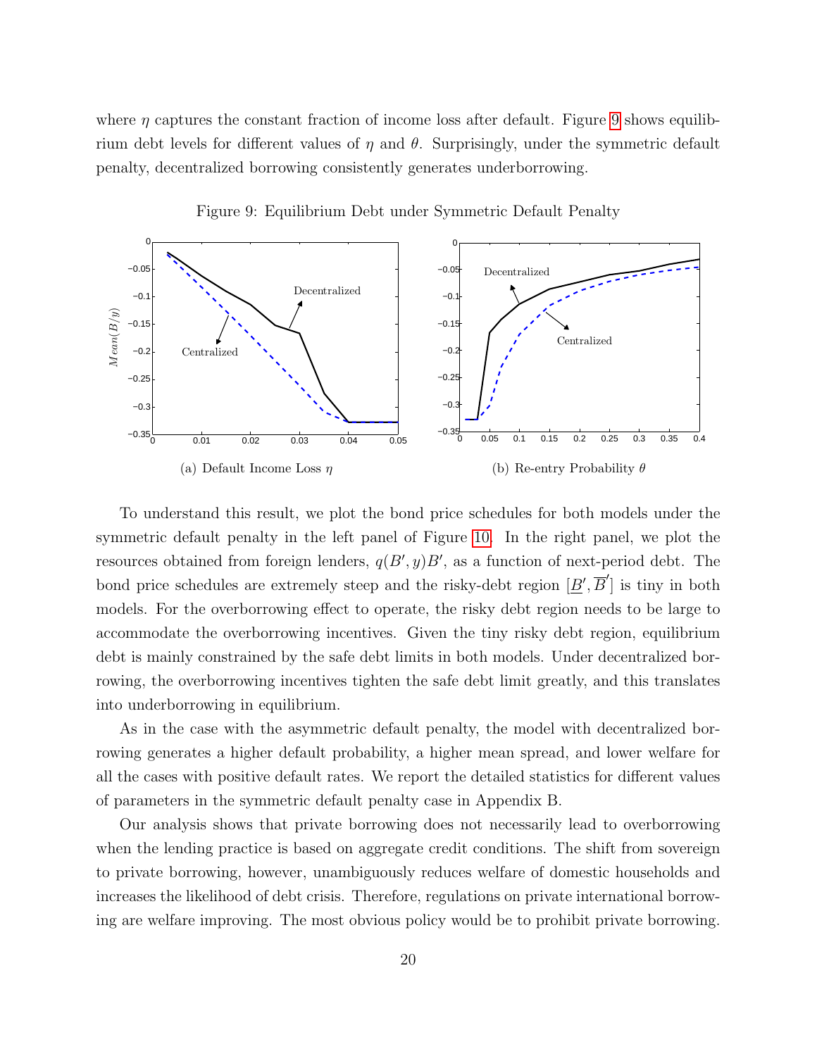where $\eta$ captures the constant fraction of income loss after default. Figure 9 shows equilibrium debt levels for different values of $\eta$ and $\theta$. Surprisingly, under the symmetric default penalty, decentralized borrowing consistently generates underborrowing.

Figure 9: Equilibrium Debt under Symmetric Default Penalty

(a) Default Income Loss $\eta$

(b) Re-entry Probability $\theta$

To understand this result, we plot the bond price schedules for both models under the symmetric default penalty in the left panel of Figure 10. In the right panel, we plot the resources obtained from foreign lenders, $q(B', y)B'$, as a function of next-period debt. The bond price schedules are extremely steep and the risky-debt region $[\underline{B}', \overline{B}']$ is tiny in both models. For the overborrowing effect to operate, the risky debt region needs to be large to accommodate the overborrowing incentives. Given the tiny risky debt region, equilibrium debt is mainly constrained by the safe debt limits in both models. Under decentralized borrowing, the overborrowing incentives tighten the safe debt limit greatly, and this translates into underborrowing in equilibrium.

As in the case with the asymmetric default penalty, the model with decentralized borrowing generates a higher default probability, a higher mean spread, and lower welfare for all the cases with positive default rates. We report the detailed statistics for different values of parameters in the symmetric default penalty case in Appendix B.

Our analysis shows that private borrowing does not necessarily lead to overborrowing when the lending practice is based on aggregate credit conditions. The shift from sovereign to private borrowing, however, unambiguously reduces welfare of domestic households and increases the likelihood of debt crisis. Therefore, regulations on private international borrowing are welfare improving. The most obvious policy would be to prohibit private borrowing.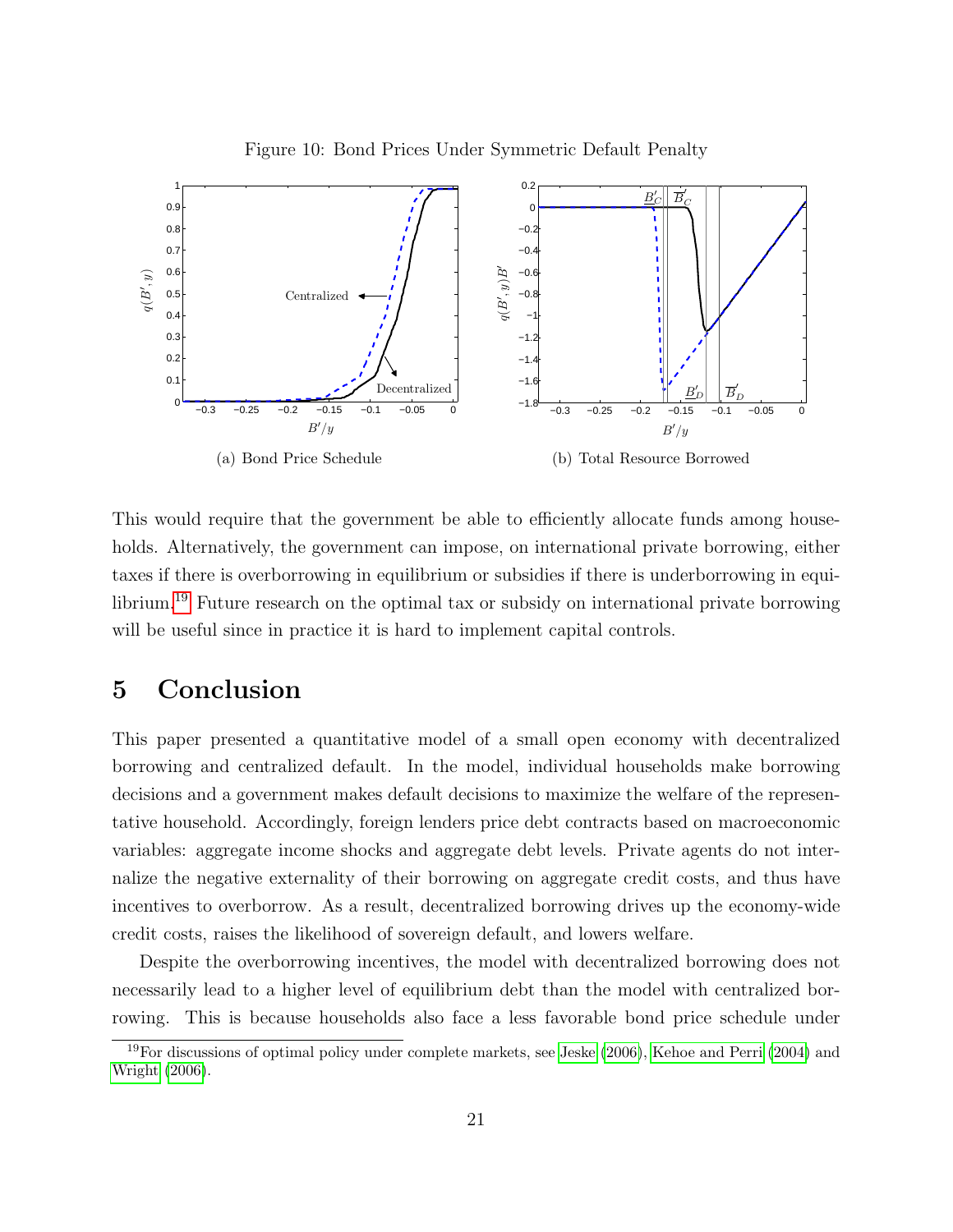Figure 10: Bond Prices Under Symmetric Default Penalty

(a) Bond Price Schedule

(b) Total Resource Borrowed

This would require that the government be able to efficiently allocate funds among households. Alternatively, the government can impose, on international private borrowing, either taxes if there is overborrowing in equilibrium or subsidies if there is underborrowing in equilibrium.[19] Future research on the optimal tax or subsidy on international private borrowing will be useful since in practice it is hard to implement capital controls.

# 5 Conclusion

This paper presented a quantitative model of a small open economy with decentralized borrowing and centralized default. In the model, individual households make borrowing decisions and a government makes default decisions to maximize the welfare of the representative household. Accordingly, foreign lenders price debt contracts based on macroeconomic variables: aggregate income shocks and aggregate debt levels. Private agents do not internalize the negative externality of their borrowing on aggregate credit costs, and thus have incentives to overborrow. As a result, decentralized borrowing drives up the economy-wide credit costs, raises the likelihood of sovereign default, and lowers welfare.

Despite the overborrowing incentives, the model with decentralized borrowing does not necessarily lead to a higher level of equilibrium debt than the model with centralized borrowing. This is because households also face a less favorable bond price schedule under

[19] For discussions of optimal policy under complete markets, see Jeske (2006), Kehoe and Perri (2004) and Wright (2006).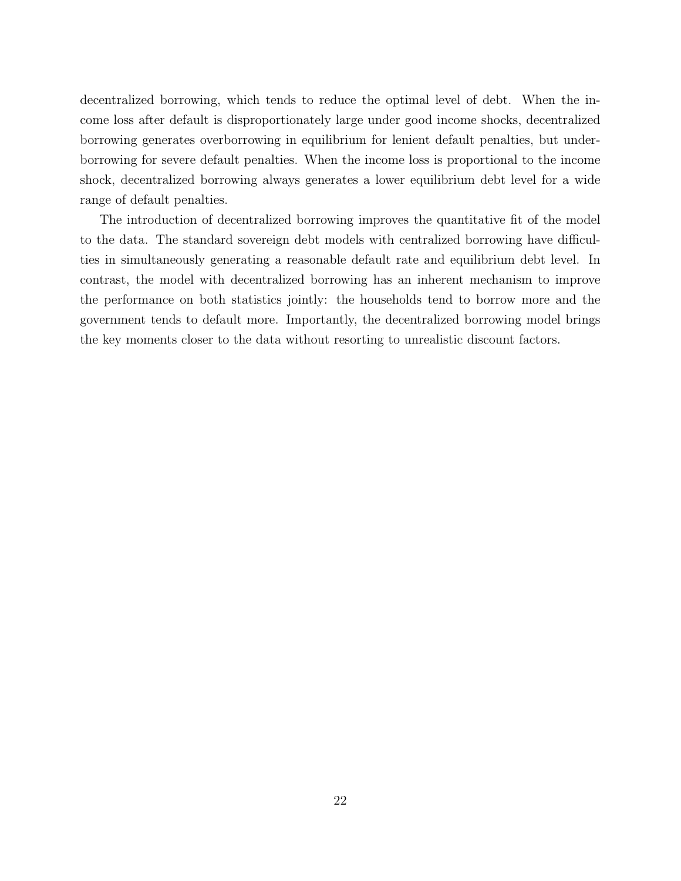decentralized borrowing, which tends to reduce the optimal level of debt. When the income loss after default is disproportionately large under good income shocks, decentralized borrowing generates overborrowing in equilibrium for lenient default penalties, but underborrowing for severe default penalties. When the income loss is proportional to the income shock, decentralized borrowing always generates a lower equilibrium debt level for a wide range of default penalties.

The introduction of decentralized borrowing improves the quantitative fit of the model to the data. The standard sovereign debt models with centralized borrowing have difficulties in simultaneously generating a reasonable default rate and equilibrium debt level. In contrast, the model with decentralized borrowing has an inherent mechanism to improve the performance on both statistics jointly: the households tend to borrow more and the government tends to default more. Importantly, the decentralized borrowing model brings the key moments closer to the data without resorting to unrealistic discount factors.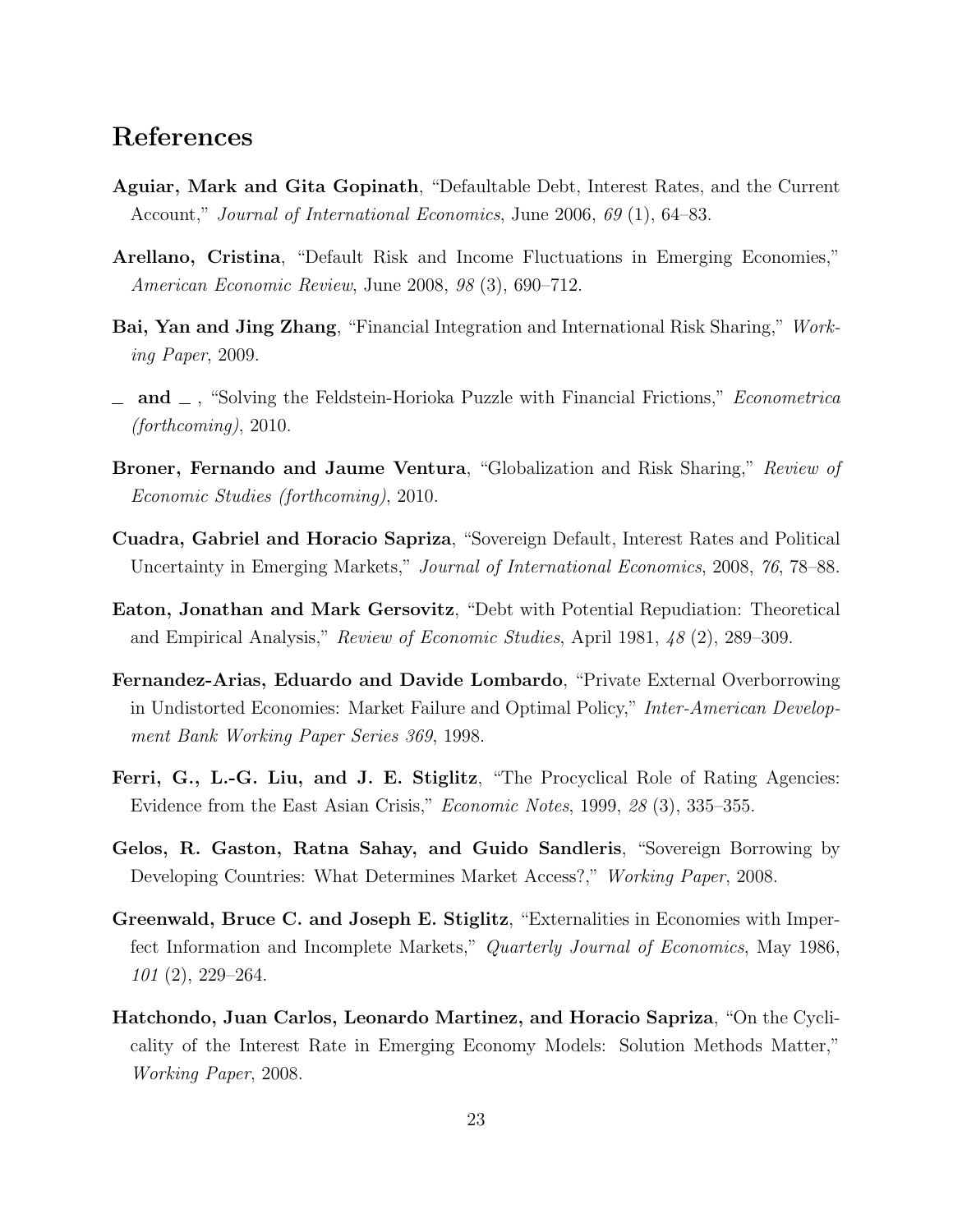# References

**Aguiar, Mark and Gita Gopinath**, "Defaultable Debt, Interest Rates, and the Current Account," *Journal of International Economics*, June 2006, *69* (1), 64–83.

**Arellano, Cristina**, "Default Risk and Income Fluctuations in Emerging Economies," *American Economic Review*, June 2008, *98* (3), 690–712.

**Bai, Yan and Jing Zhang**, "Financial Integration and International Risk Sharing," *Working Paper*, 2009.

**_ and _** , "Solving the Feldstein-Horioka Puzzle with Financial Frictions," *Econometrica (forthcoming)*, 2010.

**Broner, Fernando and Jaume Ventura**, "Globalization and Risk Sharing," *Review of Economic Studies (forthcoming)*, 2010.

**Cuadra, Gabriel and Horacio Sapriza**, "Sovereign Default, Interest Rates and Political Uncertainty in Emerging Markets," *Journal of International Economics*, 2008, *76*, 78–88.

**Eaton, Jonathan and Mark Gersovitz**, "Debt with Potential Repudiation: Theoretical and Empirical Analysis," *Review of Economic Studies*, April 1981, *48* (2), 289–309.

**Fernandez-Arias, Eduardo and Davide Lombardo**, "Private External Overborrowing in Undistorted Economies: Market Failure and Optimal Policy," *Inter-American Development Bank Working Paper Series 369*, 1998.

**Ferri, G., L.-G. Liu, and J. E. Stiglitz**, "The Procyclical Role of Rating Agencies: Evidence from the East Asian Crisis," *Economic Notes*, 1999, *28* (3), 335–355.

**Gelos, R. Gaston, Ratna Sahay, and Guido Sandleris**, "Sovereign Borrowing by Developing Countries: What Determines Market Access?," *Working Paper*, 2008.

**Greenwald, Bruce C. and Joseph E. Stiglitz**, "Externalities in Economies with Imperfect Information and Incomplete Markets," *Quarterly Journal of Economics*, May 1986, *101* (2), 229–264.

**Hatchondo, Juan Carlos, Leonardo Martinez, and Horacio Sapriza**, "On the Cyclicality of the Interest Rate in Emerging Economy Models: Solution Methods Matter," *Working Paper*, 2008.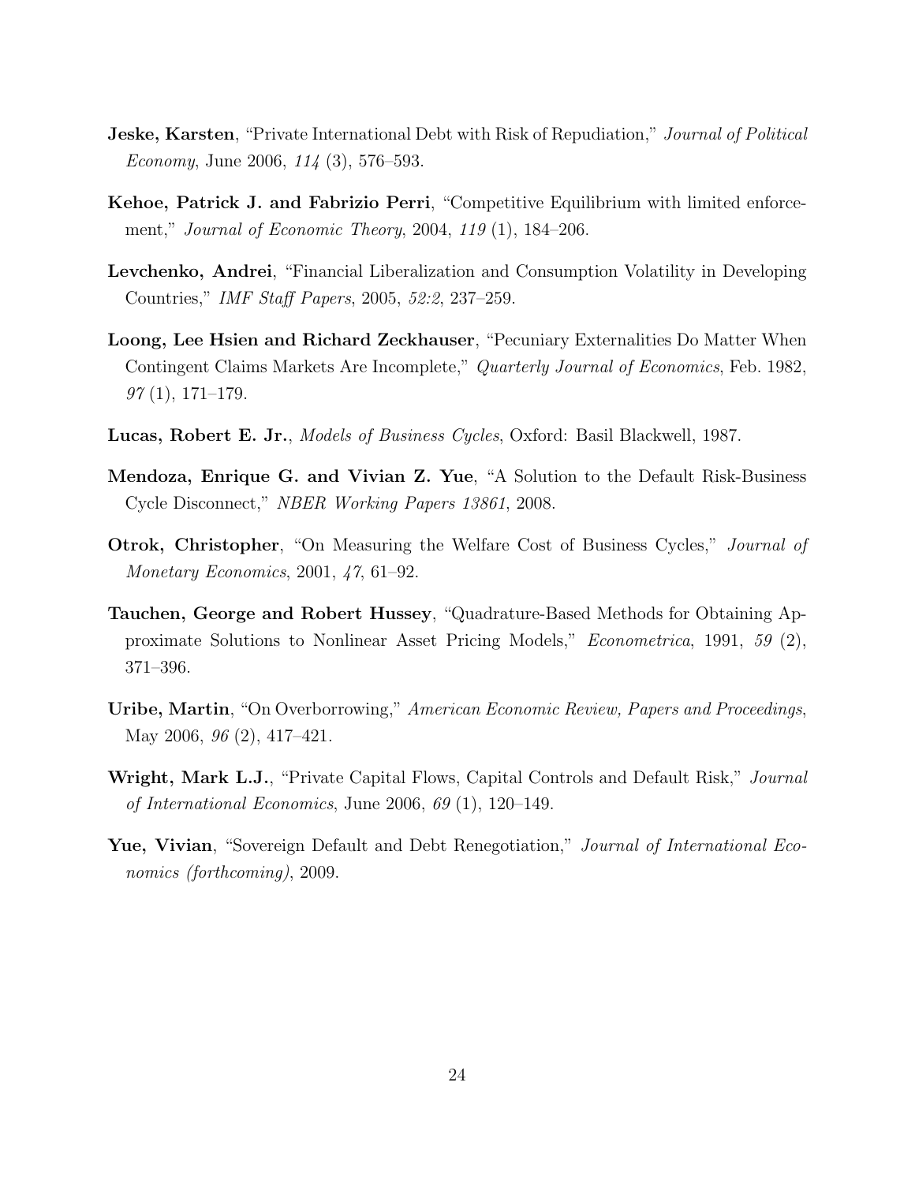**Jeske, Karsten**, "Private International Debt with Risk of Repudiation," *Journal of Political Economy*, June 2006, *114* (3), 576–593.

**Kehoe, Patrick J. and Fabrizio Perri**, "Competitive Equilibrium with limited enforcement," *Journal of Economic Theory*, 2004, *119* (1), 184–206.

**Levchenko, Andrei**, "Financial Liberalization and Consumption Volatility in Developing Countries," *IMF Staff Papers*, 2005, *52:2*, 237–259.

**Loong, Lee Hsien and Richard Zeckhauser**, "Pecuniary Externalities Do Matter When Contingent Claims Markets Are Incomplete," *Quarterly Journal of Economics*, Feb. 1982, *97* (1), 171–179.

**Lucas, Robert E. Jr.**, *Models of Business Cycles*, Oxford: Basil Blackwell, 1987.

**Mendoza, Enrique G. and Vivian Z. Yue**, "A Solution to the Default Risk-Business Cycle Disconnect," *NBER Working Papers 13861*, 2008.

**Otrok, Christopher**, "On Measuring the Welfare Cost of Business Cycles," *Journal of Monetary Economics*, 2001, *47*, 61–92.

**Tauchen, George and Robert Hussey**, "Quadrature-Based Methods for Obtaining Approximate Solutions to Nonlinear Asset Pricing Models," *Econometrica*, 1991, *59* (2), 371–396.

**Uribe, Martin**, "On Overborrowing," *American Economic Review, Papers and Proceedings*, May 2006, *96* (2), 417–421.

**Wright, Mark L.J.**, "Private Capital Flows, Capital Controls and Default Risk," *Journal of International Economics*, June 2006, *69* (1), 120–149.

**Yue, Vivian**, "Sovereign Default and Debt Renegotiation," *Journal of International Economics (forthcoming)*, 2009.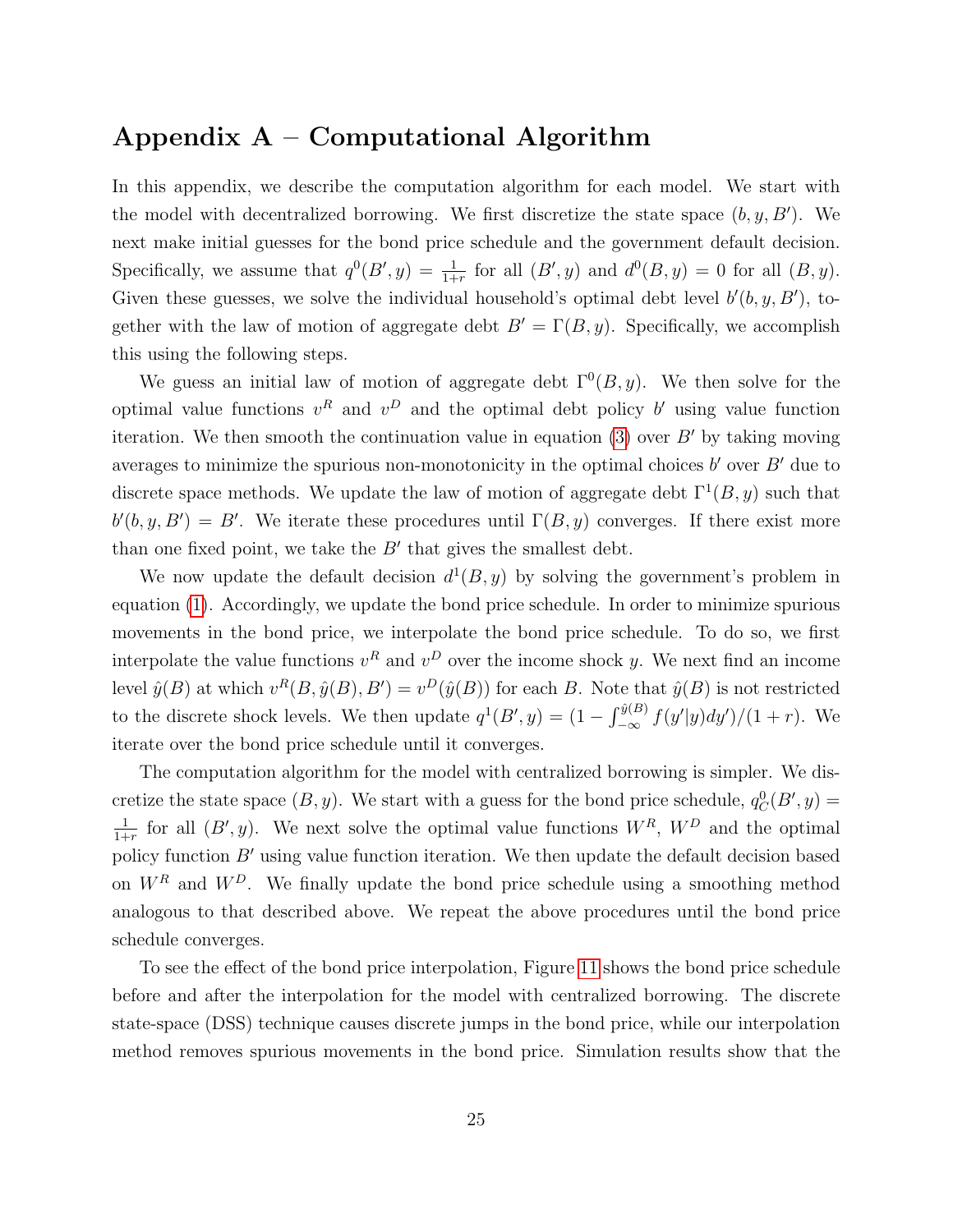## Appendix A – Computational Algorithm

In this appendix, we describe the computation algorithm for each model. We start with the model with decentralized borrowing. We first discretize the state space $(b, y, B')$. We next make initial guesses for the bond price schedule and the government default decision. Specifically, we assume that $q^0(B', y) = \frac{1}{1+r}$ for all $(B', y)$ and $d^0(B, y) = 0$ for all $(B, y)$. Given these guesses, we solve the individual household's optimal debt level $b'(b, y, B')$, together with the law of motion of aggregate debt $B' = \Gamma(B, y)$. Specifically, we accomplish this using the following steps.

We guess an initial law of motion of aggregate debt $\Gamma^0(B, y)$. We then solve for the optimal value functions $v^R$ and $v^D$ and the optimal debt policy $b'$ using value function iteration. We then smooth the continuation value in equation (3) over $B'$ by taking moving averages to minimize the spurious non-monotonicity in the optimal choices $b'$ over $B'$ due to discrete space methods. We update the law of motion of aggregate debt $\Gamma^1(B, y)$ such that $b'(b, y, B') = B'$. We iterate these procedures until $\Gamma(B, y)$ converges. If there exist more than one fixed point, we take the $B'$ that gives the smallest debt.

We now update the default decision $d^1(B, y)$ by solving the government's problem in equation (1). Accordingly, we update the bond price schedule. In order to minimize spurious movements in the bond price, we interpolate the bond price schedule. To do so, we first interpolate the value functions $v^R$ and $v^D$ over the income shock $y$. We next find an income level $\hat{y}(B)$ at which $v^R(B, \hat{y}(B), B') = v^D(\hat{y}(B))$ for each $B$. Note that $\hat{y}(B)$ is not restricted to the discrete shock levels. We then update $q^1(B', y) = (1 - \int_{-\infty}^{\hat{y}(B)} f(y'|y)dy')/(1 + r)$. We iterate over the bond price schedule until it converges.

The computation algorithm for the model with centralized borrowing is simpler. We discretize the state space $(B, y)$. We start with a guess for the bond price schedule, $q_C^0(B', y) = \frac{1}{1+r}$ for all $(B', y)$. We next solve the optimal value functions $W^R$, $W^D$ and the optimal policy function $B'$ using value function iteration. We then update the default decision based on $W^R$ and $W^D$. We finally update the bond price schedule using a smoothing method analogous to that described above. We repeat the above procedures until the bond price schedule converges.

To see the effect of the bond price interpolation, Figure 11 shows the bond price schedule before and after the interpolation for the model with centralized borrowing. The discrete state-space (DSS) technique causes discrete jumps in the bond price, while our interpolation method removes spurious movements in the bond price. Simulation results show that the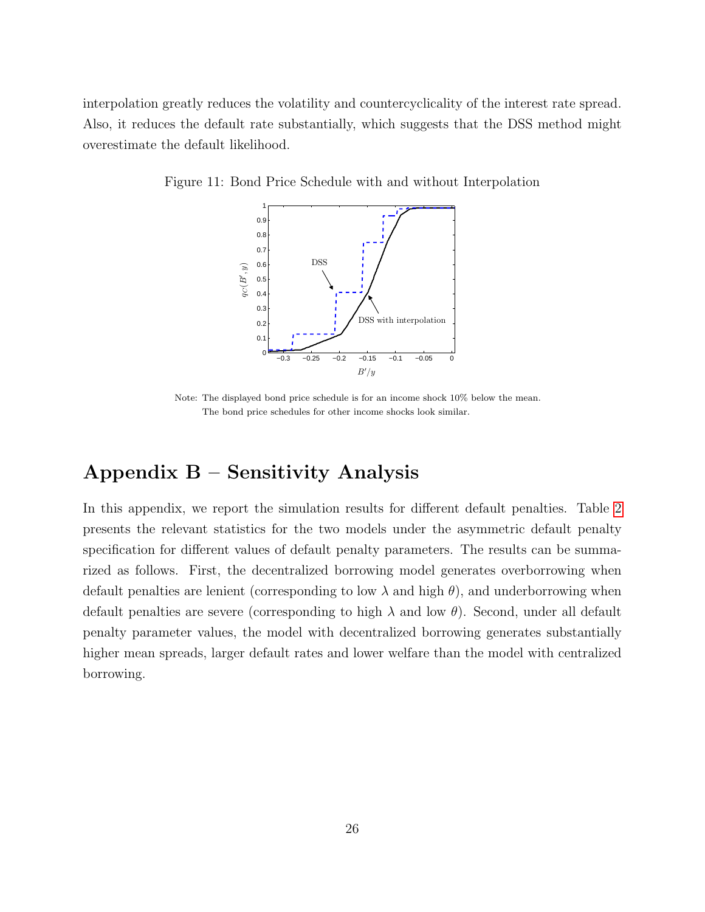interpolation greatly reduces the volatility and countercyclicality of the interest rate spread. Also, it reduces the default rate substantially, which suggests that the DSS method might overestimate the default likelihood.

Figure 11: Bond Price Schedule with and without Interpolation

Note: The displayed bond price schedule is for an income shock 10% below the mean. The bond price schedules for other income shocks look similar.

# Appendix B – Sensitivity Analysis

In this appendix, we report the simulation results for different default penalties. Table 2 presents the relevant statistics for the two models under the asymmetric default penalty specification for different values of default penalty parameters. The results can be summarized as follows. First, the decentralized borrowing model generates overborrowing when default penalties are lenient (corresponding to low $\lambda$ and high $\theta$), and underborrowing when default penalties are severe (corresponding to high $\lambda$ and low $\theta$). Second, under all default penalty parameter values, the model with decentralized borrowing generates substantially higher mean spreads, larger default rates and lower welfare than the model with centralized borrowing.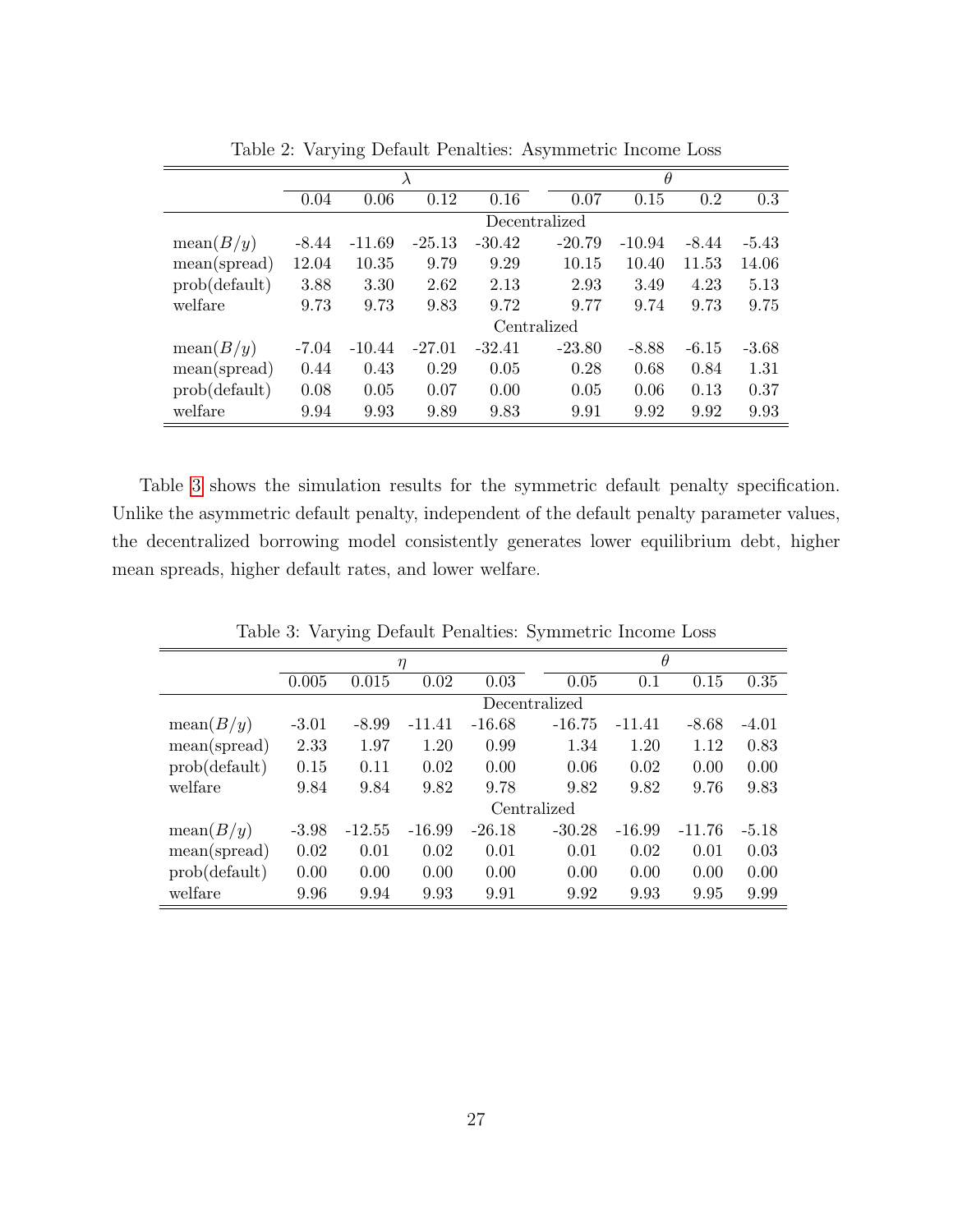Table 2: Varying Default Penalties: Asymmetric Income Loss

| | $\lambda$ | | | | $\theta$ | | | |
|---|---|---|---|---|---|---|---|---|
| | 0.04 | 0.06 | 0.12 | 0.16 | 0.07 | 0.15 | 0.2 | 0.3 |
| | Decentralized | | | | | | | |
| mean($B/y$) | -8.44 | -11.69 | -25.13 | -30.42 | -20.79 | -10.94 | -8.44 | -5.43 |
| mean(spread) | 12.04 | 10.35 | 9.79 | 9.29 | 10.15 | 10.40 | 11.53 | 14.06 |
| prob(default) | 3.88 | 3.30 | 2.62 | 2.13 | 2.93 | 3.49 | 4.23 | 5.13 |
| welfare | 9.73 | 9.73 | 9.83 | 9.72 | 9.77 | 9.74 | 9.73 | 9.75 |
| | Centralized | | | | | | | |
| mean($B/y$) | -7.04 | -10.44 | -27.01 | -32.41 | -23.80 | -8.88 | -6.15 | -3.68 |
| mean(spread) | 0.44 | 0.43 | 0.29 | 0.05 | 0.28 | 0.68 | 0.84 | 1.31 |
| prob(default) | 0.08 | 0.05 | 0.07 | 0.00 | 0.05 | 0.06 | 0.13 | 0.37 |
| welfare | 9.94 | 9.93 | 9.89 | 9.83 | 9.91 | 9.92 | 9.92 | 9.93 |

Table 3 shows the simulation results for the symmetric default penalty specification. Unlike the asymmetric default penalty, independent of the default penalty parameter values, the decentralized borrowing model consistently generates lower equilibrium debt, higher mean spreads, higher default rates, and lower welfare.

Table 3: Varying Default Penalties: Symmetric Income Loss

| | $\eta$ | | | | $\theta$ | | | |
|---|---|---|---|---|---|---|---|---|
| | 0.005 | 0.015 | 0.02 | 0.03 | 0.05 | 0.1 | 0.15 | 0.35 |
| | Decentralized | | | | | | | |
| mean($B/y$) | -3.01 | -8.99 | -11.41 | -16.68 | -16.75 | -11.41 | -8.68 | -4.01 |
| mean(spread) | 2.33 | 1.97 | 1.20 | 0.99 | 1.34 | 1.20 | 1.12 | 0.83 |
| prob(default) | 0.15 | 0.11 | 0.02 | 0.00 | 0.06 | 0.02 | 0.00 | 0.00 |
| welfare | 9.84 | 9.84 | 9.82 | 9.78 | 9.82 | 9.82 | 9.76 | 9.83 |
| | Centralized | | | | | | | |
| mean($B/y$) | -3.98 | -12.55 | -16.99 | -26.18 | -30.28 | -16.99 | -11.76 | -5.18 |
| mean(spread) | 0.02 | 0.01 | 0.02 | 0.01 | 0.01 | 0.02 | 0.01 | 0.03 |
| prob(default) | 0.00 | 0.00 | 0.00 | 0.00 | 0.00 | 0.00 | 0.00 | 0.00 |
| welfare | 9.96 | 9.94 | 9.93 | 9.91 | 9.92 | 9.93 | 9.95 | 9.99 |